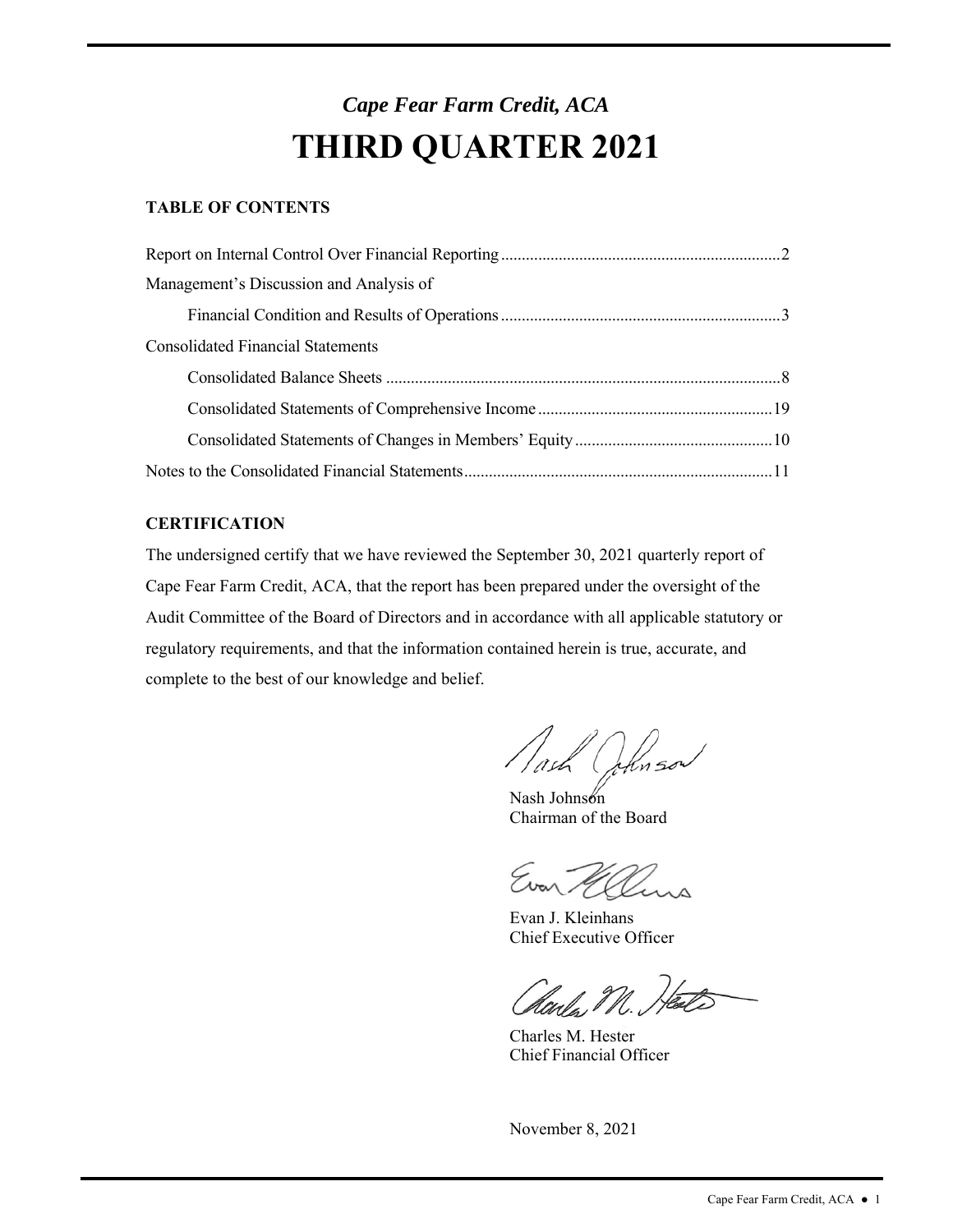*Cape Fear Farm Credit, ACA*

# THIRD QUARTER 2021

## TABLE OF CONTENTS

Report on Internal Control Over Financial Reporting .......... 2

Management's Discussion and Analysis of

Financial Condition and Results of Operations .......... 3

Consolidated Financial Statements

Consolidated Balance Sheets .......... 8

Consolidated Statements of Comprehensive Income .......... 19

Consolidated Statements of Changes in Members' Equity .......... 10

Notes to the Consolidated Financial Statements .......... 11

## CERTIFICATION

The undersigned certify that we have reviewed the September 30, 2021 quarterly report of Cape Fear Farm Credit, ACA, that the report has been prepared under the oversight of the Audit Committee of the Board of Directors and in accordance with all applicable statutory or regulatory requirements, and that the information contained herein is true, accurate, and complete to the best of our knowledge and belief.

Nash Johnson
Chairman of the Board

Evan J. Kleinhans
Chief Executive Officer

Charles M. Hester
Chief Financial Officer

November 8, 2021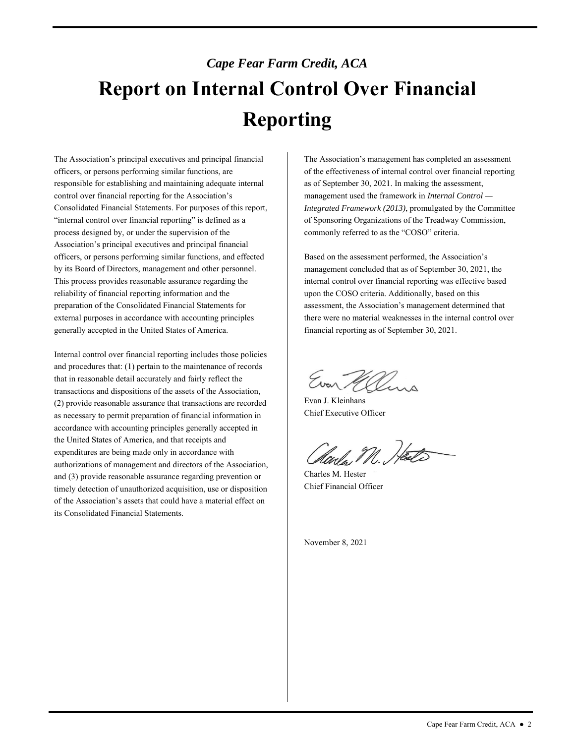*Cape Fear Farm Credit, ACA*

# Report on Internal Control Over Financial Reporting

The Association's principal executives and principal financial officers, or persons performing similar functions, are responsible for establishing and maintaining adequate internal control over financial reporting for the Association's Consolidated Financial Statements. For purposes of this report, "internal control over financial reporting" is defined as a process designed by, or under the supervision of the Association's principal executives and principal financial officers, or persons performing similar functions, and effected by its Board of Directors, management and other personnel. This process provides reasonable assurance regarding the reliability of financial reporting information and the preparation of the Consolidated Financial Statements for external purposes in accordance with accounting principles generally accepted in the United States of America.

Internal control over financial reporting includes those policies and procedures that: (1) pertain to the maintenance of records that in reasonable detail accurately and fairly reflect the transactions and dispositions of the assets of the Association, (2) provide reasonable assurance that transactions are recorded as necessary to permit preparation of financial information in accordance with accounting principles generally accepted in the United States of America, and that receipts and expenditures are being made only in accordance with authorizations of management and directors of the Association, and (3) provide reasonable assurance regarding prevention or timely detection of unauthorized acquisition, use or disposition of the Association's assets that could have a material effect on its Consolidated Financial Statements.

The Association's management has completed an assessment of the effectiveness of internal control over financial reporting as of September 30, 2021. In making the assessment, management used the framework in *Internal Control — Integrated Framework (2013)*, promulgated by the Committee of Sponsoring Organizations of the Treadway Commission, commonly referred to as the "COSO" criteria.

Based on the assessment performed, the Association's management concluded that as of September 30, 2021, the internal control over financial reporting was effective based upon the COSO criteria. Additionally, based on this assessment, the Association's management determined that there were no material weaknesses in the internal control over financial reporting as of September 30, 2021.

Evan J. Kleinhans
Chief Executive Officer

Charles M. Hester
Chief Financial Officer

November 8, 2021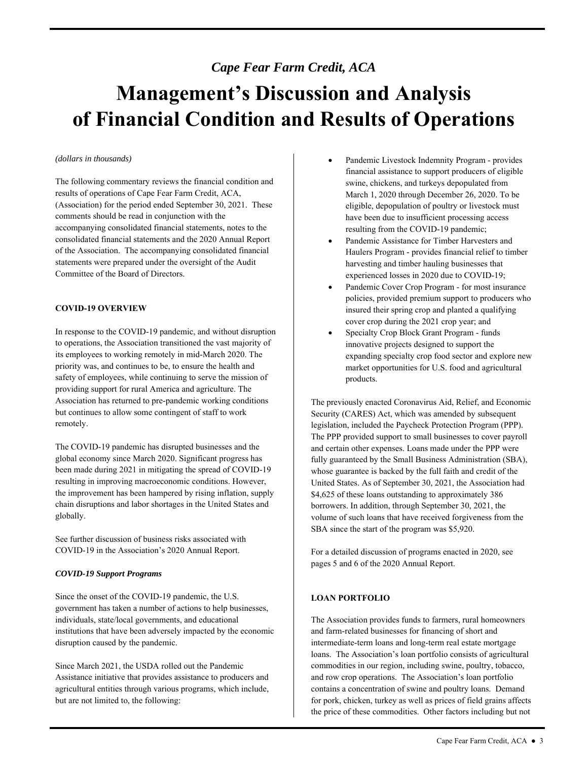*Cape Fear Farm Credit, ACA*

# Management's Discussion and Analysis of Financial Condition and Results of Operations

*(dollars in thousands)*

The following commentary reviews the financial condition and results of operations of Cape Fear Farm Credit, ACA, (Association) for the period ended September 30, 2021. These comments should be read in conjunction with the accompanying consolidated financial statements, notes to the consolidated financial statements and the 2020 Annual Report of the Association. The accompanying consolidated financial statements were prepared under the oversight of the Audit Committee of the Board of Directors.

**COVID-19 OVERVIEW**

In response to the COVID-19 pandemic, and without disruption to operations, the Association transitioned the vast majority of its employees to working remotely in mid-March 2020. The priority was, and continues to be, to ensure the health and safety of employees, while continuing to serve the mission of providing support for rural America and agriculture. The Association has returned to pre-pandemic working conditions but continues to allow some contingent of staff to work remotely.

The COVID-19 pandemic has disrupted businesses and the global economy since March 2020. Significant progress has been made during 2021 in mitigating the spread of COVID-19 resulting in improving macroeconomic conditions. However, the improvement has been hampered by rising inflation, supply chain disruptions and labor shortages in the United States and globally.

See further discussion of business risks associated with COVID-19 in the Association's 2020 Annual Report.

***COVID-19 Support Programs***

Since the onset of the COVID-19 pandemic, the U.S. government has taken a number of actions to help businesses, individuals, state/local governments, and educational institutions that have been adversely impacted by the economic disruption caused by the pandemic.

Since March 2021, the USDA rolled out the Pandemic Assistance initiative that provides assistance to producers and agricultural entities through various programs, which include, but are not limited to, the following:

- Pandemic Livestock Indemnity Program - provides financial assistance to support producers of eligible swine, chickens, and turkeys depopulated from March 1, 2020 through December 26, 2020. To be eligible, depopulation of poultry or livestock must have been due to insufficient processing access resulting from the COVID-19 pandemic;
- Pandemic Assistance for Timber Harvesters and Haulers Program - provides financial relief to timber harvesting and timber hauling businesses that experienced losses in 2020 due to COVID-19;
- Pandemic Cover Crop Program - for most insurance policies, provided premium support to producers who insured their spring crop and planted a qualifying cover crop during the 2021 crop year; and
- Specialty Crop Block Grant Program - funds innovative projects designed to support the expanding specialty crop food sector and explore new market opportunities for U.S. food and agricultural products.

The previously enacted Coronavirus Aid, Relief, and Economic Security (CARES) Act, which was amended by subsequent legislation, included the Paycheck Protection Program (PPP). The PPP provided support to small businesses to cover payroll and certain other expenses. Loans made under the PPP were fully guaranteed by the Small Business Administration (SBA), whose guarantee is backed by the full faith and credit of the United States. As of September 30, 2021, the Association had $4,625 of these loans outstanding to approximately 386 borrowers. In addition, through September 30, 2021, the volume of such loans that have received forgiveness from the SBA since the start of the program was $5,920.

For a detailed discussion of programs enacted in 2020, see pages 5 and 6 of the 2020 Annual Report.

**LOAN PORTFOLIO**

The Association provides funds to farmers, rural homeowners and farm-related businesses for financing of short and intermediate-term loans and long-term real estate mortgage loans. The Association's loan portfolio consists of agricultural commodities in our region, including swine, poultry, tobacco, and row crop operations. The Association's loan portfolio contains a concentration of swine and poultry loans. Demand for pork, chicken, turkey as well as prices of field grains affects the price of these commodities. Other factors including but not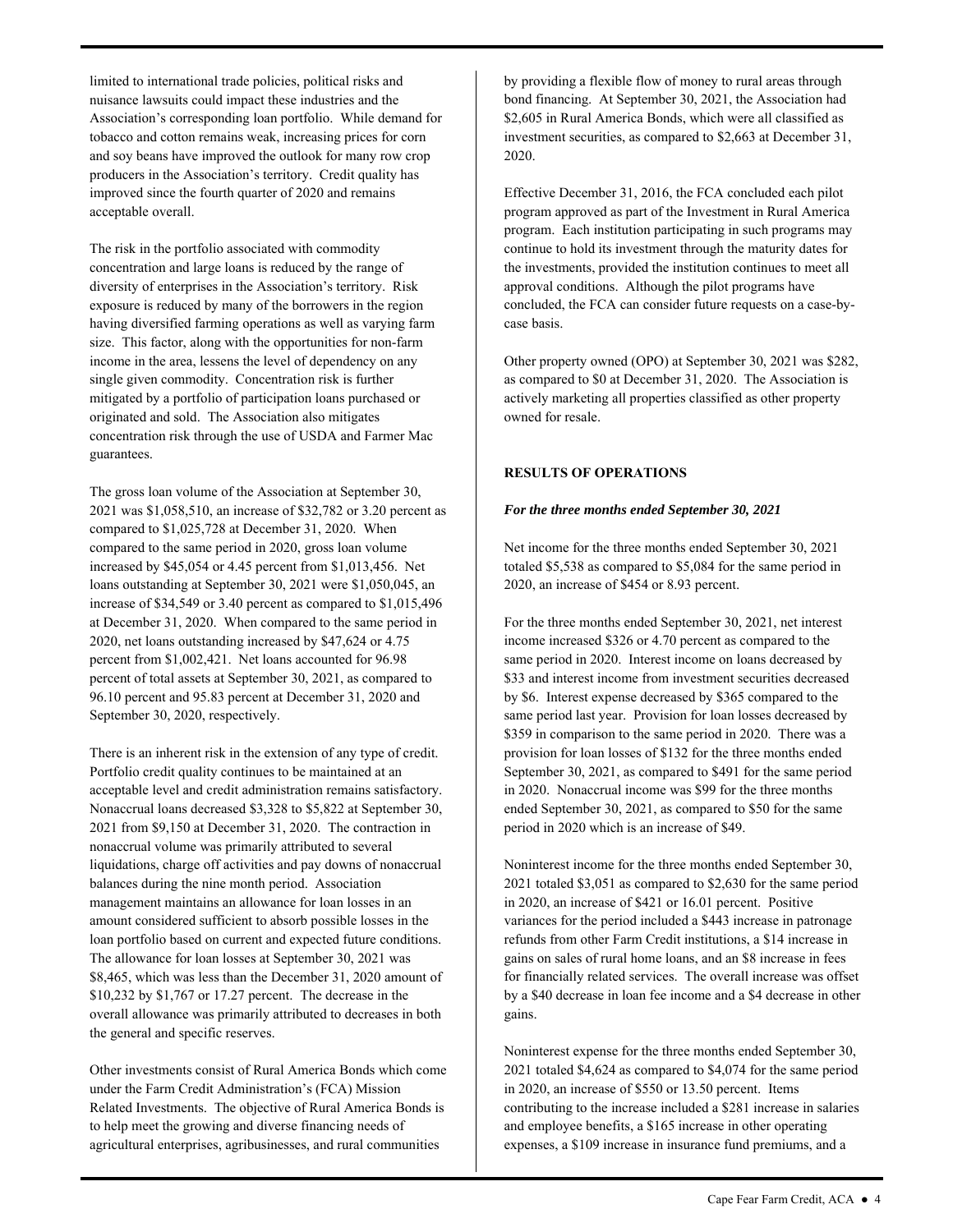limited to international trade policies, political risks and nuisance lawsuits could impact these industries and the Association's corresponding loan portfolio. While demand for tobacco and cotton remains weak, increasing prices for corn and soy beans have improved the outlook for many row crop producers in the Association's territory. Credit quality has improved since the fourth quarter of 2020 and remains acceptable overall.

The risk in the portfolio associated with commodity concentration and large loans is reduced by the range of diversity of enterprises in the Association's territory. Risk exposure is reduced by many of the borrowers in the region having diversified farming operations as well as varying farm size. This factor, along with the opportunities for non-farm income in the area, lessens the level of dependency on any single given commodity. Concentration risk is further mitigated by a portfolio of participation loans purchased or originated and sold. The Association also mitigates concentration risk through the use of USDA and Farmer Mac guarantees.

The gross loan volume of the Association at September 30, 2021 was $1,058,510, an increase of $32,782 or 3.20 percent as compared to $1,025,728 at December 31, 2020. When compared to the same period in 2020, gross loan volume increased by $45,054 or 4.45 percent from $1,013,456. Net loans outstanding at September 30, 2021 were $1,050,045, an increase of $34,549 or 3.40 percent as compared to $1,015,496 at December 31, 2020. When compared to the same period in 2020, net loans outstanding increased by $47,624 or 4.75 percent from $1,002,421. Net loans accounted for 96.98 percent of total assets at September 30, 2021, as compared to 96.10 percent and 95.83 percent at December 31, 2020 and September 30, 2020, respectively.

There is an inherent risk in the extension of any type of credit. Portfolio credit quality continues to be maintained at an acceptable level and credit administration remains satisfactory. Nonaccrual loans decreased $3,328 to $5,822 at September 30, 2021 from $9,150 at December 31, 2020. The contraction in nonaccrual volume was primarily attributed to several liquidations, charge off activities and pay downs of nonaccrual balances during the nine month period. Association management maintains an allowance for loan losses in an amount considered sufficient to absorb possible losses in the loan portfolio based on current and expected future conditions. The allowance for loan losses at September 30, 2021 was $8,465, which was less than the December 31, 2020 amount of $10,232 by $1,767 or 17.27 percent. The decrease in the overall allowance was primarily attributed to decreases in both the general and specific reserves.

Other investments consist of Rural America Bonds which come under the Farm Credit Administration's (FCA) Mission Related Investments. The objective of Rural America Bonds is to help meet the growing and diverse financing needs of agricultural enterprises, agribusinesses, and rural communities by providing a flexible flow of money to rural areas through bond financing. At September 30, 2021, the Association had $2,605 in Rural America Bonds, which were all classified as investment securities, as compared to $2,663 at December 31, 2020.

Effective December 31, 2016, the FCA concluded each pilot program approved as part of the Investment in Rural America program. Each institution participating in such programs may continue to hold its investment through the maturity dates for the investments, provided the institution continues to meet all approval conditions. Although the pilot programs have concluded, the FCA can consider future requests on a case-by-case basis.

Other property owned (OPO) at September 30, 2021 was $282, as compared to $0 at December 31, 2020. The Association is actively marketing all properties classified as other property owned for resale.

## RESULTS OF OPERATIONS

***For the three months ended September 30, 2021***

Net income for the three months ended September 30, 2021 totaled $5,538 as compared to $5,084 for the same period in 2020, an increase of $454 or 8.93 percent.

For the three months ended September 30, 2021, net interest income increased $326 or 4.70 percent as compared to the same period in 2020. Interest income on loans decreased by $33 and interest income from investment securities decreased by $6. Interest expense decreased by $365 compared to the same period last year. Provision for loan losses decreased by $359 in comparison to the same period in 2020. There was a provision for loan losses of $132 for the three months ended September 30, 2021, as compared to $491 for the same period in 2020. Nonaccrual income was $99 for the three months ended September 30, 2021, as compared to $50 for the same period in 2020 which is an increase of $49.

Noninterest income for the three months ended September 30, 2021 totaled $3,051 as compared to $2,630 for the same period in 2020, an increase of $421 or 16.01 percent. Positive variances for the period included a $443 increase in patronage refunds from other Farm Credit institutions, a $14 increase in gains on sales of rural home loans, and an $8 increase in fees for financially related services. The overall increase was offset by a $40 decrease in loan fee income and a $4 decrease in other gains.

Noninterest expense for the three months ended September 30, 2021 totaled $4,624 as compared to $4,074 for the same period in 2020, an increase of $550 or 13.50 percent. Items contributing to the increase included a $281 increase in salaries and employee benefits, a $165 increase in other operating expenses, a $109 increase in insurance fund premiums, and a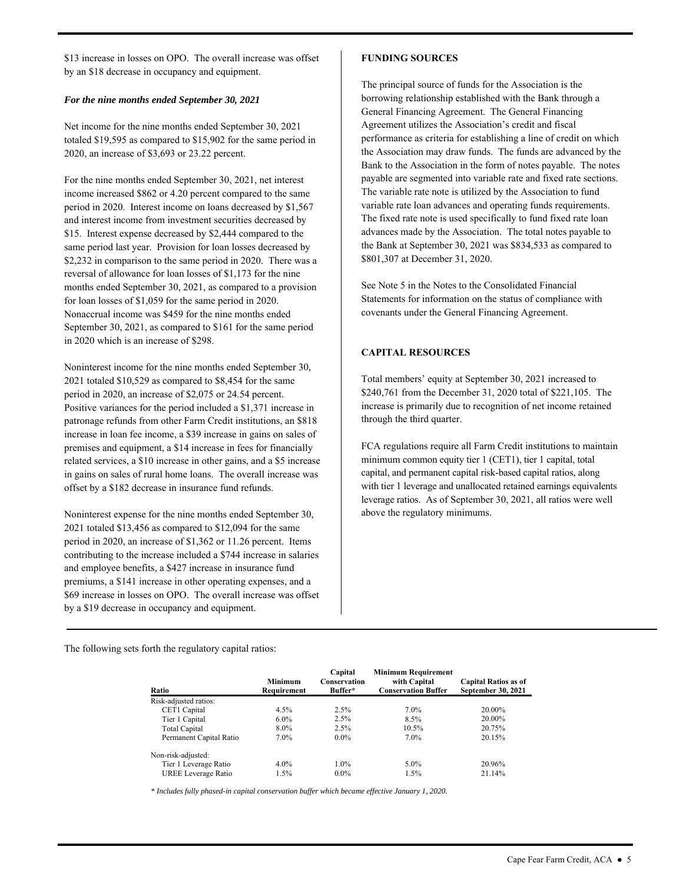$13 increase in losses on OPO. The overall increase was offset by an $18 decrease in occupancy and equipment.

***For the nine months ended September 30, 2021***

Net income for the nine months ended September 30, 2021 totaled $19,595 as compared to $15,902 for the same period in 2020, an increase of $3,693 or 23.22 percent.

For the nine months ended September 30, 2021, net interest income increased $862 or 4.20 percent compared to the same period in 2020. Interest income on loans decreased by $1,567 and interest income from investment securities decreased by $15. Interest expense decreased by $2,444 compared to the same period last year. Provision for loan losses decreased by $2,232 in comparison to the same period in 2020. There was a reversal of allowance for loan losses of $1,173 for the nine months ended September 30, 2021, as compared to a provision for loan losses of $1,059 for the same period in 2020. Nonaccrual income was $459 for the nine months ended September 30, 2021, as compared to $161 for the same period in 2020 which is an increase of $298.

Noninterest income for the nine months ended September 30, 2021 totaled $10,529 as compared to $8,454 for the same period in 2020, an increase of $2,075 or 24.54 percent. Positive variances for the period included a $1,371 increase in patronage refunds from other Farm Credit institutions, an $818 increase in loan fee income, a $39 increase in gains on sales of premises and equipment, a $14 increase in fees for financially related services, a $10 increase in other gains, and a $5 increase in gains on sales of rural home loans. The overall increase was offset by a $182 decrease in insurance fund refunds.

Noninterest expense for the nine months ended September 30, 2021 totaled $13,456 as compared to $12,094 for the same period in 2020, an increase of $1,362 or 11.26 percent. Items contributing to the increase included a $744 increase in salaries and employee benefits, a $427 increase in insurance fund premiums, a $141 increase in other operating expenses, and a $69 increase in losses on OPO. The overall increase was offset by a $19 decrease in occupancy and equipment.

**FUNDING SOURCES**

The principal source of funds for the Association is the borrowing relationship established with the Bank through a General Financing Agreement. The General Financing Agreement utilizes the Association's credit and fiscal performance as criteria for establishing a line of credit on which the Association may draw funds. The funds are advanced by the Bank to the Association in the form of notes payable. The notes payable are segmented into variable rate and fixed rate sections. The variable rate note is utilized by the Association to fund variable rate loan advances and operating funds requirements. The fixed rate note is used specifically to fund fixed rate loan advances made by the Association. The total notes payable to the Bank at September 30, 2021 was $834,533 as compared to $801,307 at December 31, 2020.

See Note 5 in the Notes to the Consolidated Financial Statements for information on the status of compliance with covenants under the General Financing Agreement.

**CAPITAL RESOURCES**

Total members' equity at September 30, 2021 increased to $240,761 from the December 31, 2020 total of $221,105. The increase is primarily due to recognition of net income retained through the third quarter.

FCA regulations require all Farm Credit institutions to maintain minimum common equity tier 1 (CET1), tier 1 capital, total capital, and permanent capital risk-based capital ratios, along with tier 1 leverage and unallocated retained earnings equivalents leverage ratios. As of September 30, 2021, all ratios were well above the regulatory minimums.

The following sets forth the regulatory capital ratios:

| Ratio | Minimum Requirement | Capital Conservation Buffer* | Minimum Requirement with Capital Conservation Buffer | Capital Ratios as of September 30, 2021 |
|---|---|---|---|---|
| Risk-adjusted ratios: | | | | |
| CET1 Capital | 4.5% | 2.5% | 7.0% | 20.00% |
| Tier 1 Capital | 6.0% | 2.5% | 8.5% | 20.00% |
| Total Capital | 8.0% | 2.5% | 10.5% | 20.75% |
| Permanent Capital Ratio | 7.0% | 0.0% | 7.0% | 20.15% |
| Non-risk-adjusted: | | | | |
| Tier 1 Leverage Ratio | 4.0% | 1.0% | 5.0% | 20.96% |
| UREE Leverage Ratio | 1.5% | 0.0% | 1.5% | 21.14% |

*\* Includes fully phased-in capital conservation buffer which became effective January 1, 2020.*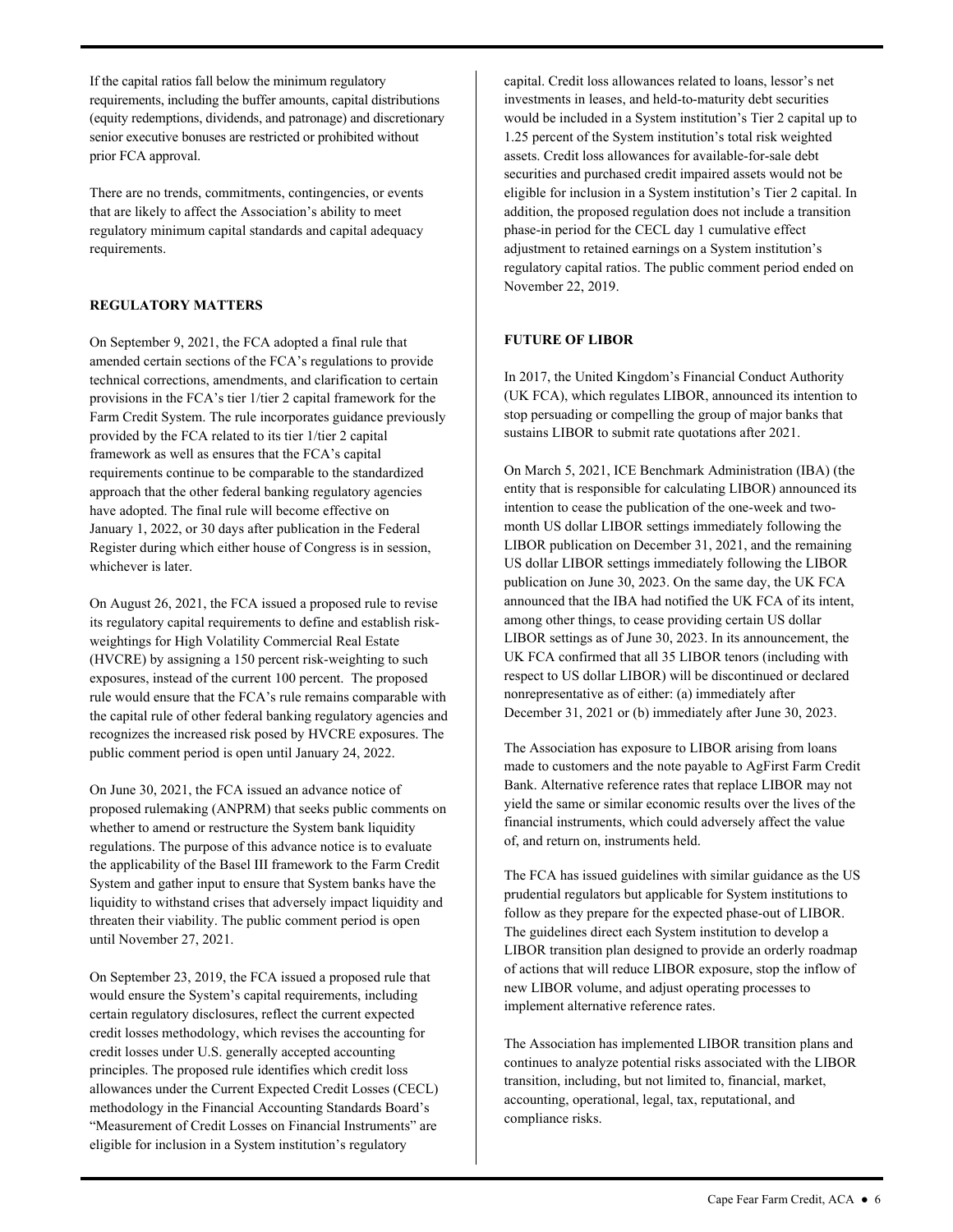If the capital ratios fall below the minimum regulatory requirements, including the buffer amounts, capital distributions (equity redemptions, dividends, and patronage) and discretionary senior executive bonuses are restricted or prohibited without prior FCA approval.

There are no trends, commitments, contingencies, or events that are likely to affect the Association's ability to meet regulatory minimum capital standards and capital adequacy requirements.

## REGULATORY MATTERS

On September 9, 2021, the FCA adopted a final rule that amended certain sections of the FCA's regulations to provide technical corrections, amendments, and clarification to certain provisions in the FCA's tier 1/tier 2 capital framework for the Farm Credit System. The rule incorporates guidance previously provided by the FCA related to its tier 1/tier 2 capital framework as well as ensures that the FCA's capital requirements continue to be comparable to the standardized approach that the other federal banking regulatory agencies have adopted. The final rule will become effective on January 1, 2022, or 30 days after publication in the Federal Register during which either house of Congress is in session, whichever is later.

On August 26, 2021, the FCA issued a proposed rule to revise its regulatory capital requirements to define and establish risk-weightings for High Volatility Commercial Real Estate (HVCRE) by assigning a 150 percent risk-weighting to such exposures, instead of the current 100 percent. The proposed rule would ensure that the FCA's rule remains comparable with the capital rule of other federal banking regulatory agencies and recognizes the increased risk posed by HVCRE exposures. The public comment period is open until January 24, 2022.

On June 30, 2021, the FCA issued an advance notice of proposed rulemaking (ANPRM) that seeks public comments on whether to amend or restructure the System bank liquidity regulations. The purpose of this advance notice is to evaluate the applicability of the Basel III framework to the Farm Credit System and gather input to ensure that System banks have the liquidity to withstand crises that adversely impact liquidity and threaten their viability. The public comment period is open until November 27, 2021.

On September 23, 2019, the FCA issued a proposed rule that would ensure the System's capital requirements, including certain regulatory disclosures, reflect the current expected credit losses methodology, which revises the accounting for credit losses under U.S. generally accepted accounting principles. The proposed rule identifies which credit loss allowances under the Current Expected Credit Losses (CECL) methodology in the Financial Accounting Standards Board's "Measurement of Credit Losses on Financial Instruments" are eligible for inclusion in a System institution's regulatory capital. Credit loss allowances related to loans, lessor's net investments in leases, and held-to-maturity debt securities would be included in a System institution's Tier 2 capital up to 1.25 percent of the System institution's total risk weighted assets. Credit loss allowances for available-for-sale debt securities and purchased credit impaired assets would not be eligible for inclusion in a System institution's Tier 2 capital. In addition, the proposed regulation does not include a transition phase-in period for the CECL day 1 cumulative effect adjustment to retained earnings on a System institution's regulatory capital ratios. The public comment period ended on November 22, 2019.

## FUTURE OF LIBOR

In 2017, the United Kingdom's Financial Conduct Authority (UK FCA), which regulates LIBOR, announced its intention to stop persuading or compelling the group of major banks that sustains LIBOR to submit rate quotations after 2021.

On March 5, 2021, ICE Benchmark Administration (IBA) (the entity that is responsible for calculating LIBOR) announced its intention to cease the publication of the one-week and two-month US dollar LIBOR settings immediately following the LIBOR publication on December 31, 2021, and the remaining US dollar LIBOR settings immediately following the LIBOR publication on June 30, 2023. On the same day, the UK FCA announced that the IBA had notified the UK FCA of its intent, among other things, to cease providing certain US dollar LIBOR settings as of June 30, 2023. In its announcement, the UK FCA confirmed that all 35 LIBOR tenors (including with respect to US dollar LIBOR) will be discontinued or declared nonrepresentative as of either: (a) immediately after December 31, 2021 or (b) immediately after June 30, 2023.

The Association has exposure to LIBOR arising from loans made to customers and the note payable to AgFirst Farm Credit Bank. Alternative reference rates that replace LIBOR may not yield the same or similar economic results over the lives of the financial instruments, which could adversely affect the value of, and return on, instruments held.

The FCA has issued guidelines with similar guidance as the US prudential regulators but applicable for System institutions to follow as they prepare for the expected phase-out of LIBOR. The guidelines direct each System institution to develop a LIBOR transition plan designed to provide an orderly roadmap of actions that will reduce LIBOR exposure, stop the inflow of new LIBOR volume, and adjust operating processes to implement alternative reference rates.

The Association has implemented LIBOR transition plans and continues to analyze potential risks associated with the LIBOR transition, including, but not limited to, financial, market, accounting, operational, legal, tax, reputational, and compliance risks.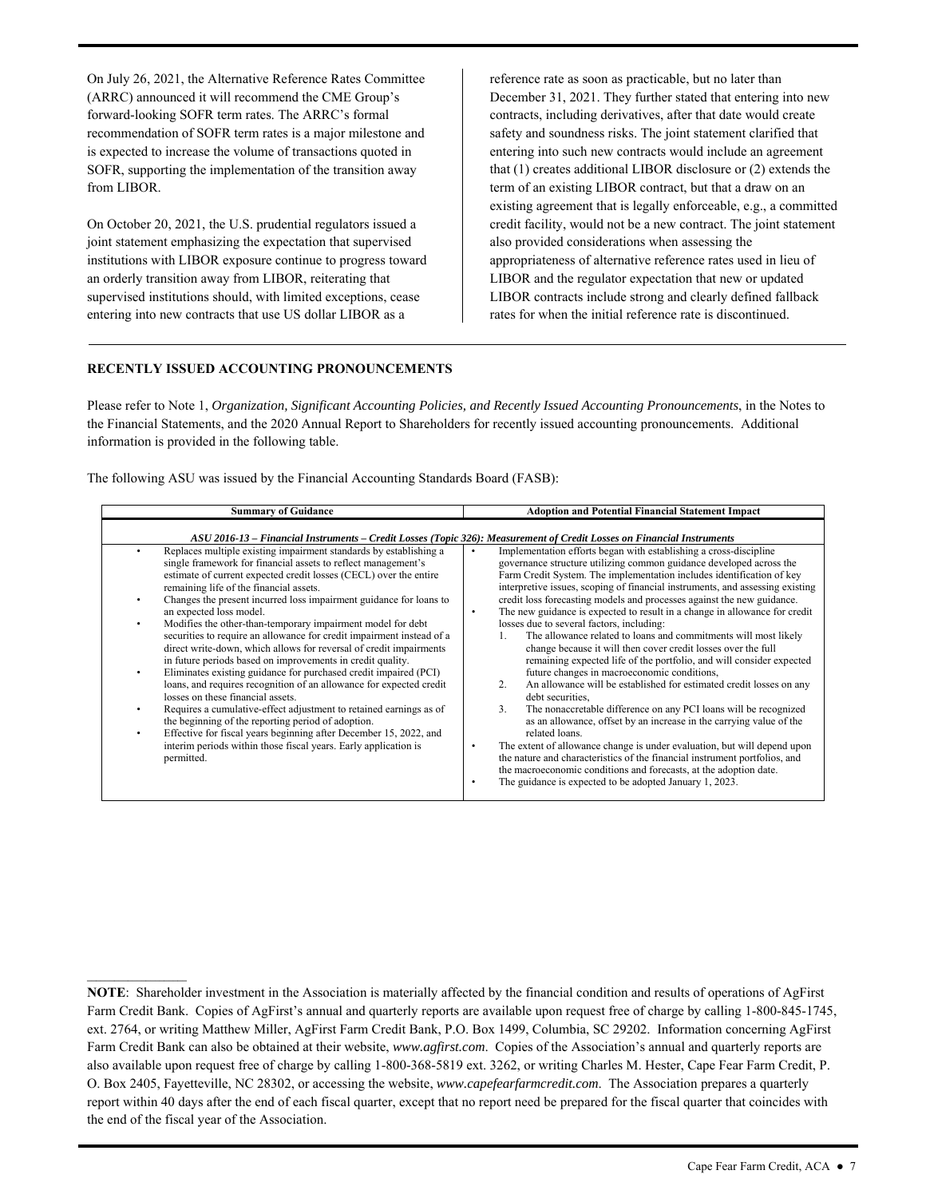On July 26, 2021, the Alternative Reference Rates Committee (ARRC) announced it will recommend the CME Group's forward-looking SOFR term rates. The ARRC's formal recommendation of SOFR term rates is a major milestone and is expected to increase the volume of transactions quoted in SOFR, supporting the implementation of the transition away from LIBOR.

On October 20, 2021, the U.S. prudential regulators issued a joint statement emphasizing the expectation that supervised institutions with LIBOR exposure continue to progress toward an orderly transition away from LIBOR, reiterating that supervised institutions should, with limited exceptions, cease entering into new contracts that use US dollar LIBOR as a reference rate as soon as practicable, but no later than December 31, 2021. They further stated that entering into new contracts, including derivatives, after that date would create safety and soundness risks. The joint statement clarified that entering into such new contracts would include an agreement that (1) creates additional LIBOR disclosure or (2) extends the term of an existing LIBOR contract, but that a draw on an existing agreement that is legally enforceable, e.g., a committed credit facility, would not be a new contract. The joint statement also provided considerations when assessing the appropriateness of alternative reference rates used in lieu of LIBOR and the regulator expectation that new or updated LIBOR contracts include strong and clearly defined fallback rates for when the initial reference rate is discontinued.

## RECENTLY ISSUED ACCOUNTING PRONOUNCEMENTS

Please refer to Note 1, *Organization, Significant Accounting Policies, and Recently Issued Accounting Pronouncements*, in the Notes to the Financial Statements, and the 2020 Annual Report to Shareholders for recently issued accounting pronouncements. Additional information is provided in the following table.

The following ASU was issued by the Financial Accounting Standards Board (FASB):

| Summary of Guidance | Adoption and Potential Financial Statement Impact |
|---|---|
| ***ASU 2016-13 – Financial Instruments – Credit Losses (Topic 326): Measurement of Credit Losses on Financial Instruments*** | |
| • Replaces multiple existing impairment standards by establishing a single framework for financial assets to reflect management's estimate of current expected credit losses (CECL) over the entire remaining life of the financial assets.<br>• Changes the present incurred loss impairment guidance for loans to an expected loss model.<br>• Modifies the other-than-temporary impairment model for debt securities to require an allowance for credit impairment instead of a direct write-down, which allows for reversal of credit impairments in future periods based on improvements in credit quality.<br>• Eliminates existing guidance for purchased credit impaired (PCI) loans, and requires recognition of an allowance for expected credit losses on these financial assets.<br>• Requires a cumulative-effect adjustment to retained earnings as of the beginning of the reporting period of adoption.<br>• Effective for fiscal years beginning after December 15, 2022, and interim periods within those fiscal years. Early application is permitted. | • Implementation efforts began with establishing a cross-discipline governance structure utilizing common guidance developed across the Farm Credit System. The implementation includes identification of key interpretive issues, scoping of financial instruments, and assessing existing credit loss forecasting models and processes against the new guidance.<br>• The new guidance is expected to result in a change in allowance for credit losses due to several factors, including:<br>1. The allowance related to loans and commitments will most likely change because it will then cover credit losses over the full remaining expected life of the portfolio, and will consider expected future changes in macroeconomic conditions,<br>2. An allowance will be established for estimated credit losses on any debt securities,<br>3. The nonaccretable difference on any PCI loans will be recognized as an allowance, offset by an increase in the carrying value of the related loans.<br>• The extent of allowance change is under evaluation, but will depend upon the nature and characteristics of the financial instrument portfolios, and the macroeconomic conditions and forecasts, at the adoption date.<br>• The guidance is expected to be adopted January 1, 2023. |

---

**NOTE**: Shareholder investment in the Association is materially affected by the financial condition and results of operations of AgFirst Farm Credit Bank. Copies of AgFirst's annual and quarterly reports are available upon request free of charge by calling 1-800-845-1745, ext. 2764, or writing Matthew Miller, AgFirst Farm Credit Bank, P.O. Box 1499, Columbia, SC 29202. Information concerning AgFirst Farm Credit Bank can also be obtained at their website, *www.agfirst.com*. Copies of the Association's annual and quarterly reports are also available upon request free of charge by calling 1-800-368-5819 ext. 3262, or writing Charles M. Hester, Cape Fear Farm Credit, P. O. Box 2405, Fayetteville, NC 28302, or accessing the website, *www.capefearfarmcredit.com*. The Association prepares a quarterly report within 40 days after the end of each fiscal quarter, except that no report need be prepared for the fiscal quarter that coincides with the end of the fiscal year of the Association.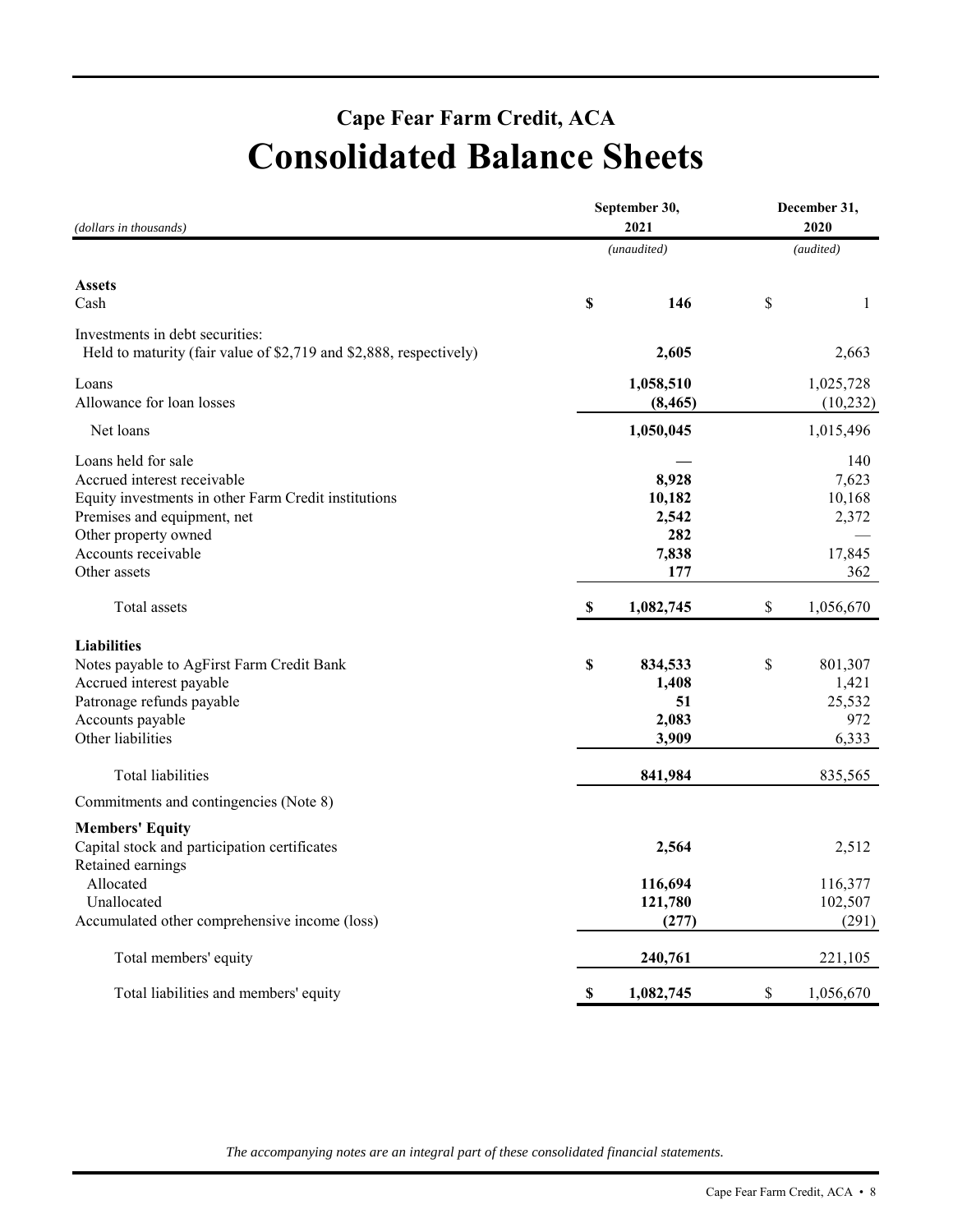# Cape Fear Farm Credit, ACA

# Consolidated Balance Sheets

| *(dollars in thousands)* | September 30, 2021 | December 31, 2020 |
|---|---|---|
| | *(unaudited)* | *(audited)* |
| **Assets** | | |
| Cash | **$ 146** | $ 1 |
| Investments in debt securities: | | |
| Held to maturity (fair value of $2,719 and $2,888, respectively) | **2,605** | 2,663 |
| Loans | **1,058,510** | 1,025,728 |
| Allowance for loan losses | **(8,465)** | (10,232) |
| Net loans | **1,050,045** | 1,015,496 |
| Loans held for sale | **—** | 140 |
| Accrued interest receivable | **8,928** | 7,623 |
| Equity investments in other Farm Credit institutions | **10,182** | 10,168 |
| Premises and equipment, net | **2,542** | 2,372 |
| Other property owned | **282** | — |
| Accounts receivable | **7,838** | 17,845 |
| Other assets | **177** | 362 |
| Total assets | **$ 1,082,745** | $ 1,056,670 |
| **Liabilities** | | |
| Notes payable to AgFirst Farm Credit Bank | **$ 834,533** | $ 801,307 |
| Accrued interest payable | **1,408** | 1,421 |
| Patronage refunds payable | **51** | 25,532 |
| Accounts payable | **2,083** | 972 |
| Other liabilities | **3,909** | 6,333 |
| Total liabilities | **841,984** | 835,565 |
| Commitments and contingencies (Note 8) | | |
| **Members' Equity** | | |
| Capital stock and participation certificates | **2,564** | 2,512 |
| Retained earnings | | |
| Allocated | **116,694** | 116,377 |
| Unallocated | **121,780** | 102,507 |
| Accumulated other comprehensive income (loss) | **(277)** | (291) |
| Total members' equity | **240,761** | 221,105 |
| Total liabilities and members' equity | **$ 1,082,745** | $ 1,056,670 |

*The accompanying notes are an integral part of these consolidated financial statements.*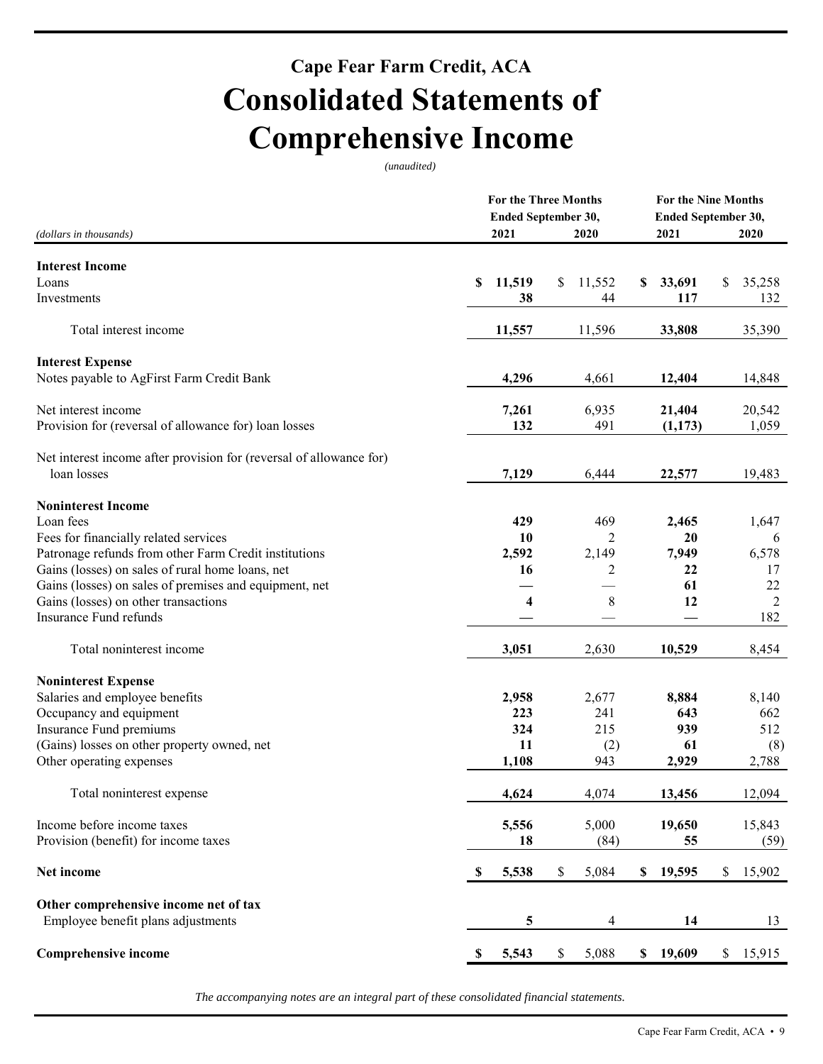# Cape Fear Farm Credit, ACA

# Consolidated Statements of Comprehensive Income

*(unaudited)*

| *(dollars in thousands)* | For the Three Months Ended September 30, 2021 | For the Three Months Ended September 30, 2020 | For the Nine Months Ended September 30, 2021 | For the Nine Months Ended September 30, 2020 |
|---|---|---|---|---|
| **Interest Income** | | | | |
| Loans | **$ 11,519** | $ 11,552 | **$ 33,691** | $ 35,258 |
| Investments | **38** | 44 | **117** | 132 |
| Total interest income | **11,557** | 11,596 | **33,808** | 35,390 |
| **Interest Expense** | | | | |
| Notes payable to AgFirst Farm Credit Bank | **4,296** | 4,661 | **12,404** | 14,848 |
| Net interest income | **7,261** | 6,935 | **21,404** | 20,542 |
| Provision for (reversal of allowance for) loan losses | **132** | 491 | **(1,173)** | 1,059 |
| Net interest income after provision for (reversal of allowance for) loan losses | **7,129** | 6,444 | **22,577** | 19,483 |
| **Noninterest Income** | | | | |
| Loan fees | **429** | 469 | **2,465** | 1,647 |
| Fees for financially related services | **10** | 2 | **20** | 6 |
| Patronage refunds from other Farm Credit institutions | **2,592** | 2,149 | **7,949** | 6,578 |
| Gains (losses) on sales of rural home loans, net | **16** | 2 | **22** | 17 |
| Gains (losses) on sales of premises and equipment, net | **—** | — | **61** | 22 |
| Gains (losses) on other transactions | **4** | 8 | **12** | 2 |
| Insurance Fund refunds | **—** | — | **—** | 182 |
| Total noninterest income | **3,051** | 2,630 | **10,529** | 8,454 |
| **Noninterest Expense** | | | | |
| Salaries and employee benefits | **2,958** | 2,677 | **8,884** | 8,140 |
| Occupancy and equipment | **223** | 241 | **643** | 662 |
| Insurance Fund premiums | **324** | 215 | **939** | 512 |
| (Gains) losses on other property owned, net | **11** | (2) | **61** | (8) |
| Other operating expenses | **1,108** | 943 | **2,929** | 2,788 |
| Total noninterest expense | **4,624** | 4,074 | **13,456** | 12,094 |
| Income before income taxes | **5,556** | 5,000 | **19,650** | 15,843 |
| Provision (benefit) for income taxes | **18** | (84) | **55** | (59) |
| **Net income** | **$ 5,538** | $ 5,084 | **$ 19,595** | $ 15,902 |
| **Other comprehensive income net of tax** | | | | |
| Employee benefit plans adjustments | **5** | 4 | **14** | 13 |
| **Comprehensive income** | **$ 5,543** | $ 5,088 | **$ 19,609** | $ 15,915 |

*The accompanying notes are an integral part of these consolidated financial statements.*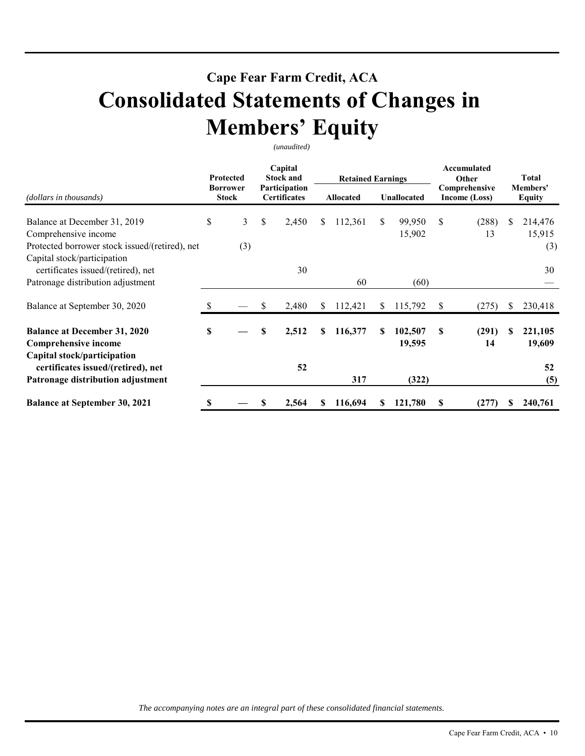## Cape Fear Farm Credit, ACA

# Consolidated Statements of Changes in Members' Equity

*(unaudited)*

| *(dollars in thousands)* | Protected Borrower Stock | Capital Stock and Participation Certificates | Retained Earnings Allocated | Retained Earnings Unallocated | Accumulated Other Comprehensive Income (Loss) | Total Members' Equity |
|---|---|---|---|---|---|---|
| Balance at December 31, 2019 | $ 3 | $ 2,450 | $ 112,361 | $ 99,950 | $ (288) | $ 214,476 |
| Comprehensive income | | | | 15,902 | 13 | 15,915 |
| Protected borrower stock issued/(retired), net | (3) | | | | | (3) |
| Capital stock/participation certificates issued/(retired), net | | 30 | | | | 30 |
| Patronage distribution adjustment | | | 60 | (60) | | — |
| Balance at September 30, 2020 | $ — | $ 2,480 | $ 112,421 | $ 115,792 | $ (275) | $ 230,418 |
| **Balance at December 31, 2020** | **$ —** | **$ 2,512** | **$ 116,377** | **$ 102,507** | **$ (291)** | **$ 221,105** |
| **Comprehensive income** | | | | **19,595** | **14** | **19,609** |
| **Capital stock/participation certificates issued/(retired), net** | | **52** | | | | **52** |
| **Patronage distribution adjustment** | | | **317** | **(322)** | | **(5)** |
| **Balance at September 30, 2021** | **$ —** | **$ 2,564** | **$ 116,694** | **$ 121,780** | **$ (277)** | **$ 240,761** |

*The accompanying notes are an integral part of these consolidated financial statements.*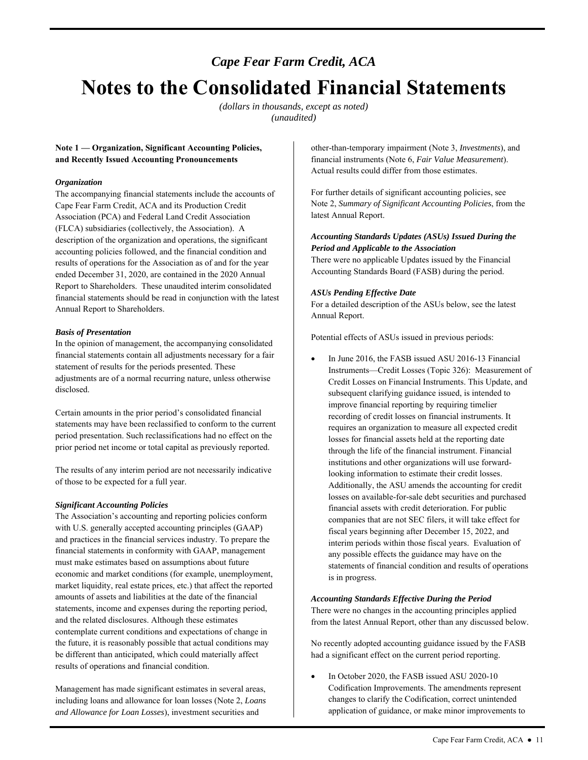*Cape Fear Farm Credit, ACA*

# Notes to the Consolidated Financial Statements

*(dollars in thousands, except as noted)*
*(unaudited)*

**Note 1 — Organization, Significant Accounting Policies, and Recently Issued Accounting Pronouncements**

***Organization***

The accompanying financial statements include the accounts of Cape Fear Farm Credit, ACA and its Production Credit Association (PCA) and Federal Land Credit Association (FLCA) subsidiaries (collectively, the Association). A description of the organization and operations, the significant accounting policies followed, and the financial condition and results of operations for the Association as of and for the year ended December 31, 2020, are contained in the 2020 Annual Report to Shareholders. These unaudited interim consolidated financial statements should be read in conjunction with the latest Annual Report to Shareholders.

***Basis of Presentation***

In the opinion of management, the accompanying consolidated financial statements contain all adjustments necessary for a fair statement of results for the periods presented. These adjustments are of a normal recurring nature, unless otherwise disclosed.

Certain amounts in the prior period's consolidated financial statements may have been reclassified to conform to the current period presentation. Such reclassifications had no effect on the prior period net income or total capital as previously reported.

The results of any interim period are not necessarily indicative of those to be expected for a full year.

***Significant Accounting Policies***

The Association's accounting and reporting policies conform with U.S. generally accepted accounting principles (GAAP) and practices in the financial services industry. To prepare the financial statements in conformity with GAAP, management must make estimates based on assumptions about future economic and market conditions (for example, unemployment, market liquidity, real estate prices, etc.) that affect the reported amounts of assets and liabilities at the date of the financial statements, income and expenses during the reporting period, and the related disclosures. Although these estimates contemplate current conditions and expectations of change in the future, it is reasonably possible that actual conditions may be different than anticipated, which could materially affect results of operations and financial condition.

Management has made significant estimates in several areas, including loans and allowance for loan losses (Note 2, *Loans and Allowance for Loan Losses*), investment securities and other-than-temporary impairment (Note 3, *Investments*), and financial instruments (Note 6, *Fair Value Measurement*). Actual results could differ from those estimates.

For further details of significant accounting policies, see Note 2, *Summary of Significant Accounting Policies*, from the latest Annual Report.

***Accounting Standards Updates (ASUs) Issued During the Period and Applicable to the Association***

There were no applicable Updates issued by the Financial Accounting Standards Board (FASB) during the period.

***ASUs Pending Effective Date***

For a detailed description of the ASUs below, see the latest Annual Report.

Potential effects of ASUs issued in previous periods:

- In June 2016, the FASB issued ASU 2016-13 Financial Instruments—Credit Losses (Topic 326): Measurement of Credit Losses on Financial Instruments. This Update, and subsequent clarifying guidance issued, is intended to improve financial reporting by requiring timelier recording of credit losses on financial instruments. It requires an organization to measure all expected credit losses for financial assets held at the reporting date through the life of the financial instrument. Financial institutions and other organizations will use forward-looking information to estimate their credit losses. Additionally, the ASU amends the accounting for credit losses on available-for-sale debt securities and purchased financial assets with credit deterioration. For public companies that are not SEC filers, it will take effect for fiscal years beginning after December 15, 2022, and interim periods within those fiscal years. Evaluation of any possible effects the guidance may have on the statements of financial condition and results of operations is in progress.

***Accounting Standards Effective During the Period***

There were no changes in the accounting principles applied from the latest Annual Report, other than any discussed below.

No recently adopted accounting guidance issued by the FASB had a significant effect on the current period reporting.

- In October 2020, the FASB issued ASU 2020-10 Codification Improvements. The amendments represent changes to clarify the Codification, correct unintended application of guidance, or make minor improvements to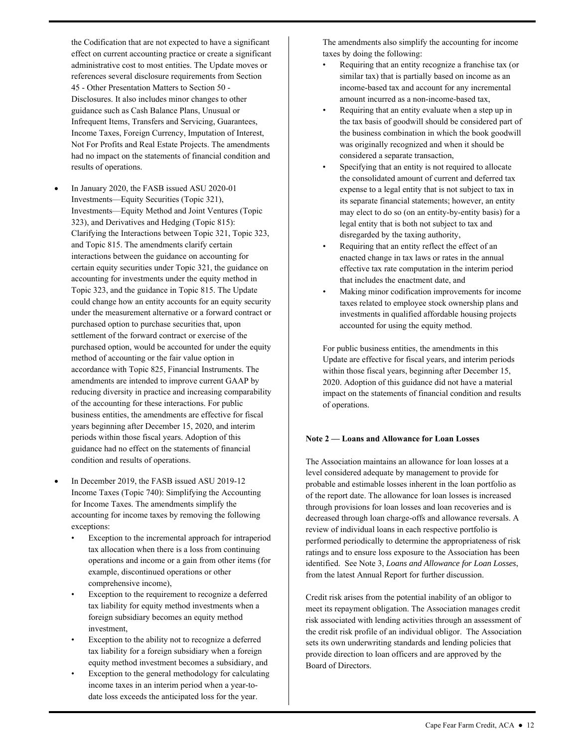the Codification that are not expected to have a significant effect on current accounting practice or create a significant administrative cost to most entities. The Update moves or references several disclosure requirements from Section 45 - Other Presentation Matters to Section 50 - Disclosures. It also includes minor changes to other guidance such as Cash Balance Plans, Unusual or Infrequent Items, Transfers and Servicing, Guarantees, Income Taxes, Foreign Currency, Imputation of Interest, Not For Profits and Real Estate Projects. The amendments had no impact on the statements of financial condition and results of operations.

- In January 2020, the FASB issued ASU 2020-01 Investments—Equity Securities (Topic 321), Investments—Equity Method and Joint Ventures (Topic 323), and Derivatives and Hedging (Topic 815): Clarifying the Interactions between Topic 321, Topic 323, and Topic 815. The amendments clarify certain interactions between the guidance on accounting for certain equity securities under Topic 321, the guidance on accounting for investments under the equity method in Topic 323, and the guidance in Topic 815. The Update could change how an entity accounts for an equity security under the measurement alternative or a forward contract or purchased option to purchase securities that, upon settlement of the forward contract or exercise of the purchased option, would be accounted for under the equity method of accounting or the fair value option in accordance with Topic 825, Financial Instruments. The amendments are intended to improve current GAAP by reducing diversity in practice and increasing comparability of the accounting for these interactions. For public business entities, the amendments are effective for fiscal years beginning after December 15, 2020, and interim periods within those fiscal years. Adoption of this guidance had no effect on the statements of financial condition and results of operations.

- In December 2019, the FASB issued ASU 2019-12 Income Taxes (Topic 740): Simplifying the Accounting for Income Taxes. The amendments simplify the accounting for income taxes by removing the following exceptions:
  - Exception to the incremental approach for intraperiod tax allocation when there is a loss from continuing operations and income or a gain from other items (for example, discontinued operations or other comprehensive income),
  - Exception to the requirement to recognize a deferred tax liability for equity method investments when a foreign subsidiary becomes an equity method investment,
  - Exception to the ability not to recognize a deferred tax liability for a foreign subsidiary when a foreign equity method investment becomes a subsidiary, and
  - Exception to the general methodology for calculating income taxes in an interim period when a year-to-date loss exceeds the anticipated loss for the year.

  The amendments also simplify the accounting for income taxes by doing the following:
  - Requiring that an entity recognize a franchise tax (or similar tax) that is partially based on income as an income-based tax and account for any incremental amount incurred as a non-income-based tax,
  - Requiring that an entity evaluate when a step up in the tax basis of goodwill should be considered part of the business combination in which the book goodwill was originally recognized and when it should be considered a separate transaction,
  - Specifying that an entity is not required to allocate the consolidated amount of current and deferred tax expense to a legal entity that is not subject to tax in its separate financial statements; however, an entity may elect to do so (on an entity-by-entity basis) for a legal entity that is both not subject to tax and disregarded by the taxing authority,
  - Requiring that an entity reflect the effect of an enacted change in tax laws or rates in the annual effective tax rate computation in the interim period that includes the enactment date, and
  - Making minor codification improvements for income taxes related to employee stock ownership plans and investments in qualified affordable housing projects accounted for using the equity method.

  For public business entities, the amendments in this Update are effective for fiscal years, and interim periods within those fiscal years, beginning after December 15, 2020. Adoption of this guidance did not have a material impact on the statements of financial condition and results of operations.

**Note 2 — Loans and Allowance for Loan Losses**

The Association maintains an allowance for loan losses at a level considered adequate by management to provide for probable and estimable losses inherent in the loan portfolio as of the report date. The allowance for loan losses is increased through provisions for loan losses and loan recoveries and is decreased through loan charge-offs and allowance reversals. A review of individual loans in each respective portfolio is performed periodically to determine the appropriateness of risk ratings and to ensure loss exposure to the Association has been identified. See Note 3, *Loans and Allowance for Loan Losses*, from the latest Annual Report for further discussion.

Credit risk arises from the potential inability of an obligor to meet its repayment obligation. The Association manages credit risk associated with lending activities through an assessment of the credit risk profile of an individual obligor. The Association sets its own underwriting standards and lending policies that provide direction to loan officers and are approved by the Board of Directors.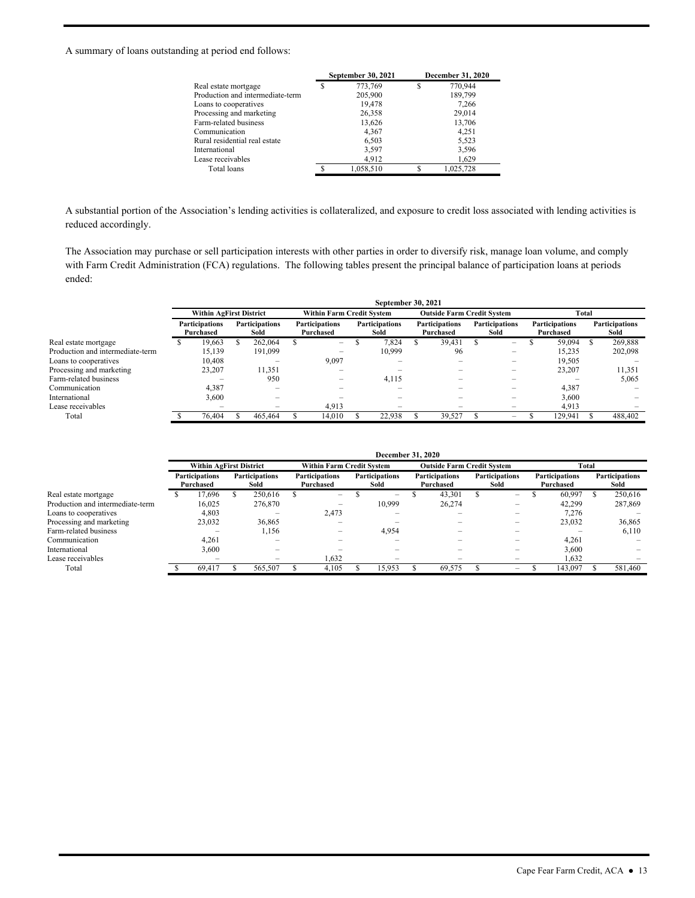A summary of loans outstanding at period end follows:

| | September 30, 2021 | December 31, 2020 |
|---|---|---|
| Real estate mortgage | $ 773,769 | $ 770,944 |
| Production and intermediate-term | 205,900 | 189,799 |
| Loans to cooperatives | 19,478 | 7,266 |
| Processing and marketing | 26,358 | 29,014 |
| Farm-related business | 13,626 | 13,706 |
| Communication | 4,367 | 4,251 |
| Rural residential real estate | 6,503 | 5,523 |
| International | 3,597 | 3,596 |
| Lease receivables | 4,912 | 1,629 |
| Total loans | $ 1,058,510 | $ 1,025,728 |

A substantial portion of the Association's lending activities is collateralized, and exposure to credit loss associated with lending activities is reduced accordingly.

The Association may purchase or sell participation interests with other parties in order to diversify risk, manage loan volume, and comply with Farm Credit Administration (FCA) regulations. The following tables present the principal balance of participation loans at periods ended:

| | September 30, 2021 | | | | | | | |
|---|---|---|---|---|---|---|---|---|
| | Within AgFirst District | | Within Farm Credit System | | Outside Farm Credit System | | Total | |
| | Participations Purchased | Participations Sold | Participations Purchased | Participations Sold | Participations Purchased | Participations Sold | Participations Purchased | Participations Sold |
| Real estate mortgage | $ 19,663 | $ 262,064 | $ – | $ 7,824 | $ 39,431 | $ – | $ 59,094 | $ 269,888 |
| Production and intermediate-term | 15,139 | 191,099 | – | 10,999 | 96 | – | 15,235 | 202,098 |
| Loans to cooperatives | 10,408 | – | 9,097 | – | – | – | 19,505 | – |
| Processing and marketing | 23,207 | 11,351 | – | – | – | – | 23,207 | 11,351 |
| Farm-related business | – | 950 | – | 4,115 | – | – | – | 5,065 |
| Communication | 4,387 | – | – | – | – | – | 4,387 | – |
| International | 3,600 | – | – | – | – | – | 3,600 | – |
| Lease receivables | – | – | 4,913 | – | – | – | 4,913 | – |
| Total | $ 76,404 | $ 465,464 | $ 14,010 | $ 22,938 | $ 39,527 | $ – | $ 129,941 | $ 488,402 |

| | December 31, 2020 | | | | | | | |
|---|---|---|---|---|---|---|---|---|
| | Within AgFirst District | | Within Farm Credit System | | Outside Farm Credit System | | Total | |
| | Participations Purchased | Participations Sold | Participations Purchased | Participations Sold | Participations Purchased | Participations Sold | Participations Purchased | Participations Sold |
| Real estate mortgage | $ 17,696 | $ 250,616 | $ – | $ – | $ 43,301 | $ – | $ 60,997 | $ 250,616 |
| Production and intermediate-term | 16,025 | 276,870 | – | 10,999 | 26,274 | – | 42,299 | 287,869 |
| Loans to cooperatives | 4,803 | – | 2,473 | – | – | – | 7,276 | – |
| Processing and marketing | 23,032 | 36,865 | – | – | – | – | 23,032 | 36,865 |
| Farm-related business | – | 1,156 | – | 4,954 | – | – | – | 6,110 |
| Communication | 4,261 | – | – | – | – | – | 4,261 | – |
| International | 3,600 | – | – | – | – | – | 3,600 | – |
| Lease receivables | – | – | 1,632 | – | – | – | 1,632 | – |
| Total | $ 69,417 | $ 565,507 | $ 4,105 | $ 15,953 | $ 69,575 | $ – | $ 143,097 | $ 581,460 |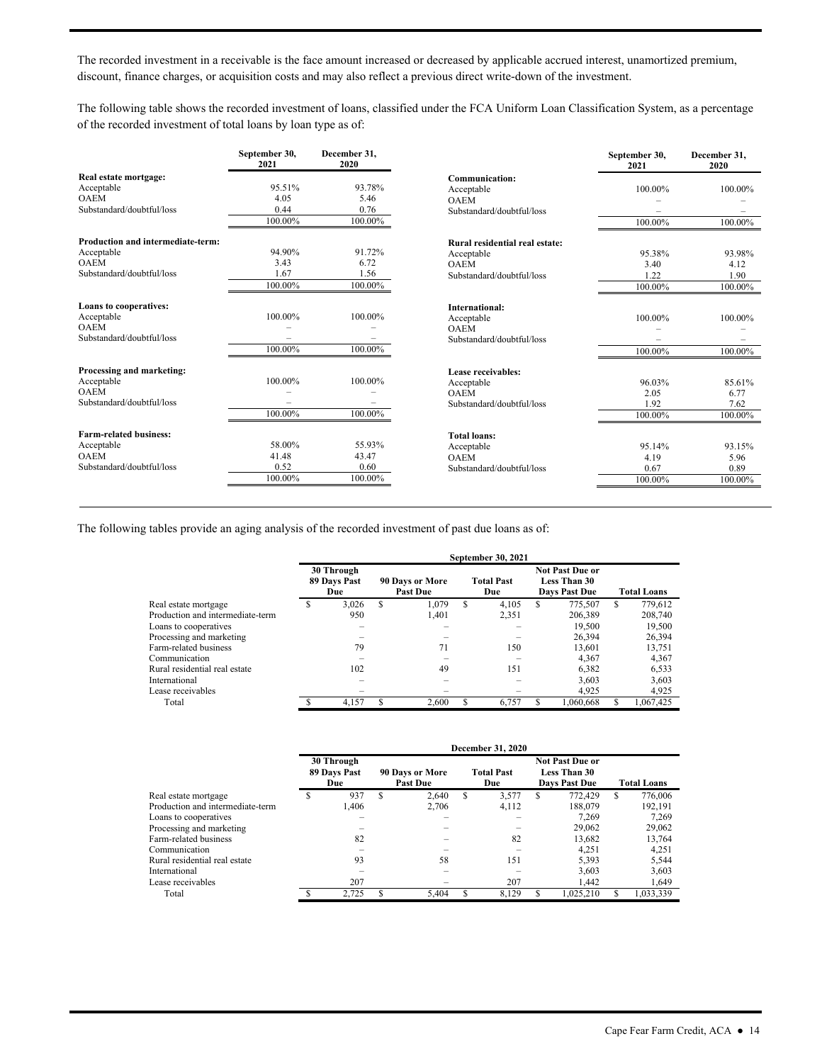The recorded investment in a receivable is the face amount increased or decreased by applicable accrued interest, unamortized premium, discount, finance charges, or acquisition costs and may also reflect a previous direct write-down of the investment.

The following table shows the recorded investment of loans, classified under the FCA Uniform Loan Classification System, as a percentage of the recorded investment of total loans by loan type as of:

| | September 30, 2021 | December 31, 2020 |
|---|---|---|
| **Real estate mortgage:** | | |
| Acceptable | 95.51% | 93.78% |
| OAEM | 4.05 | 5.46 |
| Substandard/doubtful/loss | 0.44 | 0.76 |
| | 100.00% | 100.00% |
| **Production and intermediate-term:** | | |
| Acceptable | 94.90% | 91.72% |
| OAEM | 3.43 | 6.72 |
| Substandard/doubtful/loss | 1.67 | 1.56 |
| | 100.00% | 100.00% |
| **Loans to cooperatives:** | | |
| Acceptable | 100.00% | 100.00% |
| OAEM | – | – |
| Substandard/doubtful/loss | – | – |
| | 100.00% | 100.00% |
| **Processing and marketing:** | | |
| Acceptable | 100.00% | 100.00% |
| OAEM | – | – |
| Substandard/doubtful/loss | – | – |
| | 100.00% | 100.00% |
| **Farm-related business:** | | |
| Acceptable | 58.00% | 55.93% |
| OAEM | 41.48 | 43.47 |
| Substandard/doubtful/loss | 0.52 | 0.60 |
| | 100.00% | 100.00% |
| **Communication:** | | |
| Acceptable | 100.00% | 100.00% |
| OAEM | – | – |
| Substandard/doubtful/loss | – | – |
| | 100.00% | 100.00% |
| **Rural residential real estate:** | | |
| Acceptable | 95.38% | 93.98% |
| OAEM | 3.40 | 4.12 |
| Substandard/doubtful/loss | 1.22 | 1.90 |
| | 100.00% | 100.00% |
| **International:** | | |
| Acceptable | 100.00% | 100.00% |
| OAEM | – | – |
| Substandard/doubtful/loss | – | – |
| | 100.00% | 100.00% |
| **Lease receivables:** | | |
| Acceptable | 96.03% | 85.61% |
| OAEM | 2.05 | 6.77 |
| Substandard/doubtful/loss | 1.92 | 7.62 |
| | 100.00% | 100.00% |
| **Total loans:** | | |
| Acceptable | 95.14% | 93.15% |
| OAEM | 4.19 | 5.96 |
| Substandard/doubtful/loss | 0.67 | 0.89 |
| | 100.00% | 100.00% |

The following tables provide an aging analysis of the recorded investment of past due loans as of:

| | September 30, 2021 | | | | |
|---|---|---|---|---|---|
| | 30 Through 89 Days Past Due | 90 Days or More Past Due | Total Past Due | Not Past Due or Less Than 30 Days Past Due | Total Loans |
| Real estate mortgage | $ 3,026 | $ 1,079 | $ 4,105 | $ 775,507 | $ 779,612 |
| Production and intermediate-term | 950 | 1,401 | 2,351 | 206,389 | 208,740 |
| Loans to cooperatives | – | – | – | 19,500 | 19,500 |
| Processing and marketing | – | – | – | 26,394 | 26,394 |
| Farm-related business | 79 | 71 | 150 | 13,601 | 13,751 |
| Communication | – | – | – | 4,367 | 4,367 |
| Rural residential real estate | 102 | 49 | 151 | 6,382 | 6,533 |
| International | – | – | – | 3,603 | 3,603 |
| Lease receivables | – | – | – | 4,925 | 4,925 |
| Total | $ 4,157 | $ 2,600 | $ 6,757 | $ 1,060,668 | $ 1,067,425 |

| | December 31, 2020 | | | | |
|---|---|---|---|---|---|
| | 30 Through 89 Days Past Due | 90 Days or More Past Due | Total Past Due | Not Past Due or Less Than 30 Days Past Due | Total Loans |
| Real estate mortgage | $ 937 | $ 2,640 | $ 3,577 | $ 772,429 | $ 776,006 |
| Production and intermediate-term | 1,406 | 2,706 | 4,112 | 188,079 | 192,191 |
| Loans to cooperatives | – | – | – | 7,269 | 7,269 |
| Processing and marketing | – | – | – | 29,062 | 29,062 |
| Farm-related business | 82 | – | 82 | 13,682 | 13,764 |
| Communication | – | – | – | 4,251 | 4,251 |
| Rural residential real estate | 93 | 58 | 151 | 5,393 | 5,544 |
| International | – | – | – | 3,603 | 3,603 |
| Lease receivables | 207 | – | 207 | 1,442 | 1,649 |
| Total | $ 2,725 | $ 5,404 | $ 8,129 | $ 1,025,210 | $ 1,033,339 |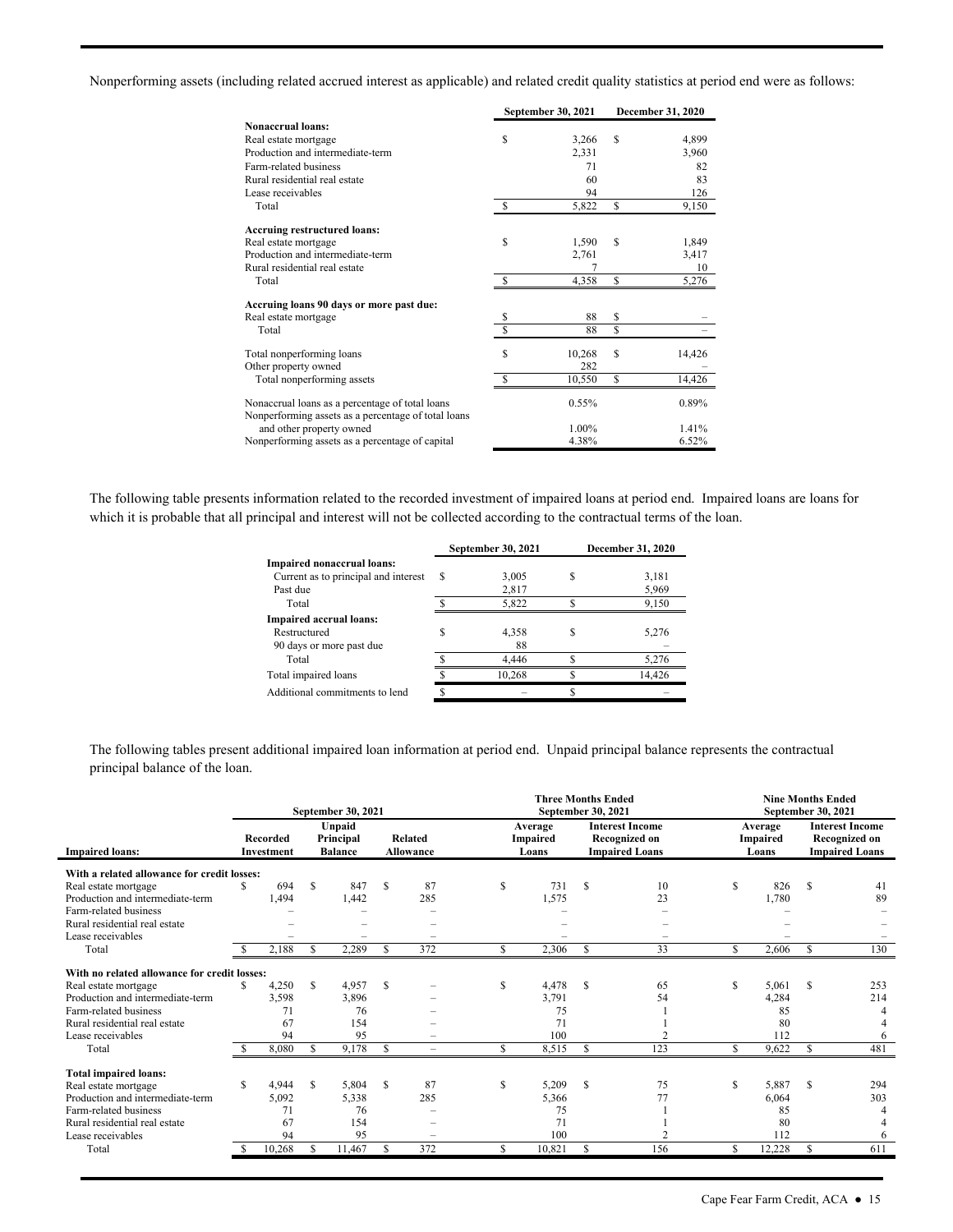Nonperforming assets (including related accrued interest as applicable) and related credit quality statistics at period end were as follows:

| | September 30, 2021 | December 31, 2020 |
|---|---|---|
| **Nonaccrual loans:** | | |
| Real estate mortgage | $ 3,266 | $ 4,899 |
| Production and intermediate-term | 2,331 | 3,960 |
| Farm-related business | 71 | 82 |
| Rural residential real estate | 60 | 83 |
| Lease receivables | 94 | 126 |
| Total | $ 5,822 | $ 9,150 |
| **Accruing restructured loans:** | | |
| Real estate mortgage | $ 1,590 | $ 1,849 |
| Production and intermediate-term | 2,761 | 3,417 |
| Rural residential real estate | 7 | 10 |
| Total | $ 4,358 | $ 5,276 |
| **Accruing loans 90 days or more past due:** | | |
| Real estate mortgage | $ 88 | $ – |
| Total | $ 88 | $ – |
| Total nonperforming loans | $ 10,268 | $ 14,426 |
| Other property owned | 282 | – |
| Total nonperforming assets | $ 10,550 | $ 14,426 |
| Nonaccrual loans as a percentage of total loans | 0.55% | 0.89% |
| Nonperforming assets as a percentage of total loans and other property owned | 1.00% | 1.41% |
| Nonperforming assets as a percentage of capital | 4.38% | 6.52% |

The following table presents information related to the recorded investment of impaired loans at period end. Impaired loans are loans for which it is probable that all principal and interest will not be collected according to the contractual terms of the loan.

| | September 30, 2021 | December 31, 2020 |
|---|---|---|
| **Impaired nonaccrual loans:** | | |
| Current as to principal and interest | $ 3,005 | $ 3,181 |
| Past due | 2,817 | 5,969 |
| Total | $ 5,822 | $ 9,150 |
| **Impaired accrual loans:** | | |
| Restructured | $ 4,358 | $ 5,276 |
| 90 days or more past due | 88 | – |
| Total | $ 4,446 | $ 5,276 |
| Total impaired loans | $ 10,268 | $ 14,426 |
| Additional commitments to lend | $ – | $ – |

The following tables present additional impaired loan information at period end. Unpaid principal balance represents the contractual principal balance of the loan.

| | September 30, 2021 | | | Three Months Ended September 30, 2021 | | Nine Months Ended September 30, 2021 | |
|---|---|---|---|---|---|---|---|
| **Impaired loans:** | Recorded Investment | Unpaid Principal Balance | Related Allowance | Average Impaired Loans | Interest Income Recognized on Impaired Loans | Average Impaired Loans | Interest Income Recognized on Impaired Loans |
| **With a related allowance for credit losses:** | | | | | | | |
| Real estate mortgage | $ 694 | $ 847 | $ 87 | $ 731 | $ 10 | $ 826 | $ 41 |
| Production and intermediate-term | 1,494 | 1,442 | 285 | 1,575 | 23 | 1,780 | 89 |
| Farm-related business | – | – | – | – | – | – | – |
| Rural residential real estate | – | – | – | – | – | – | – |
| Lease receivables | – | – | – | – | – | – | – |
| Total | $ 2,188 | $ 2,289 | $ 372 | $ 2,306 | $ 33 | $ 2,606 | $ 130 |
| **With no related allowance for credit losses:** | | | | | | | |
| Real estate mortgage | $ 4,250 | $ 4,957 | $ – | $ 4,478 | $ 65 | $ 5,061 | $ 253 |
| Production and intermediate-term | 3,598 | 3,896 | – | 3,791 | 54 | 4,284 | 214 |
| Farm-related business | 71 | 76 | – | 75 | 1 | 85 | 4 |
| Rural residential real estate | 67 | 154 | – | 71 | 1 | 80 | 4 |
| Lease receivables | 94 | 95 | – | 100 | 2 | 112 | 6 |
| Total | $ 8,080 | $ 9,178 | $ – | $ 8,515 | $ 123 | $ 9,622 | $ 481 |
| **Total impaired loans:** | | | | | | | |
| Real estate mortgage | $ 4,944 | $ 5,804 | $ 87 | $ 5,209 | $ 75 | $ 5,887 | $ 294 |
| Production and intermediate-term | 5,092 | 5,338 | 285 | 5,366 | 77 | 6,064 | 303 |
| Farm-related business | 71 | 76 | – | 75 | 1 | 85 | 4 |
| Rural residential real estate | 67 | 154 | – | 71 | 1 | 80 | 4 |
| Lease receivables | 94 | 95 | – | 100 | 2 | 112 | 6 |
| Total | $ 10,268 | $ 11,467 | $ 372 | $ 10,821 | $ 156 | $ 12,228 | $ 611 |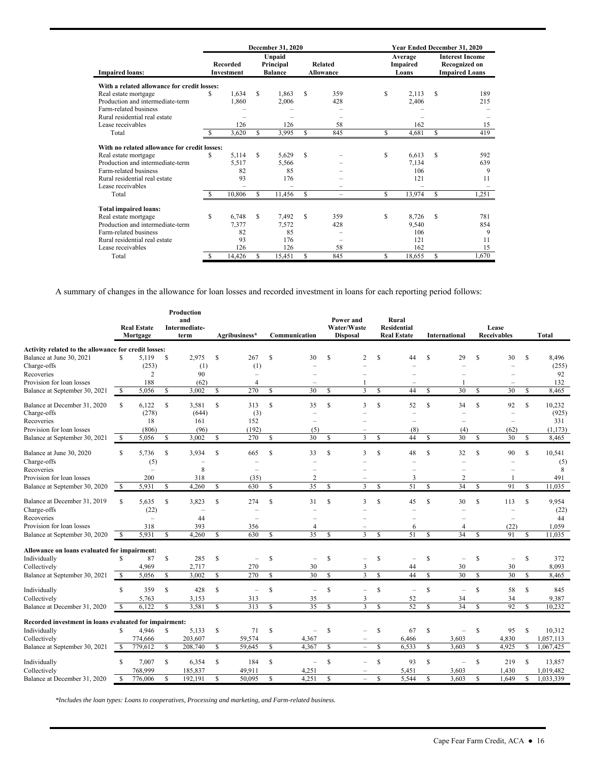| Impaired loans: | December 31, 2020 | | | Year Ended December 31, 2020 | |
|---|---|---|---|---|---|
| | Recorded Investment | Unpaid Principal Balance | Related Allowance | Average Impaired Loans | Interest Income Recognized on Impaired Loans |
| **With a related allowance for credit losses:** | | | | | |
| Real estate mortgage | $ 1,634 | $ 1,863 | $ 359 | $ 2,113 | $ 189 |
| Production and intermediate-term | 1,860 | 2,006 | 428 | 2,406 | 215 |
| Farm-related business | – | – | – | – | – |
| Rural residential real estate | – | – | – | – | – |
| Lease receivables | 126 | 126 | 58 | 162 | 15 |
| Total | $ 3,620 | $ 3,995 | $ 845 | $ 4,681 | $ 419 |
| **With no related allowance for credit losses:** | | | | | |
| Real estate mortgage | $ 5,114 | $ 5,629 | $ – | $ 6,613 | $ 592 |
| Production and intermediate-term | 5,517 | 5,566 | – | 7,134 | 639 |
| Farm-related business | 82 | 85 | – | 106 | 9 |
| Rural residential real estate | 93 | 176 | – | 121 | 11 |
| Lease receivables | – | – | – | – | – |
| Total | $ 10,806 | $ 11,456 | $ – | $ 13,974 | $ 1,251 |
| **Total impaired loans:** | | | | | |
| Real estate mortgage | $ 6,748 | $ 7,492 | $ 359 | $ 8,726 | $ 781 |
| Production and intermediate-term | 7,377 | 7,572 | 428 | 9,540 | 854 |
| Farm-related business | 82 | 85 | – | 106 | 9 |
| Rural residential real estate | 93 | 176 | – | 121 | 11 |
| Lease receivables | 126 | 126 | 58 | 162 | 15 |
| Total | $ 14,426 | $ 15,451 | $ 845 | $ 18,655 | $ 1,670 |

A summary of changes in the allowance for loan losses and recorded investment in loans for each reporting period follows:

| | Real Estate Mortgage | Production and Intermediate-term | Agribusiness* | Communication | Power and Water/Waste Disposal | Rural Residential Real Estate | International | Lease Receivables | Total |
|---|---|---|---|---|---|---|---|---|---|
| **Activity related to the allowance for credit losses:** | | | | | | | | | |
| Balance at June 30, 2021 | $ 5,119 | $ 2,975 | $ 267 | $ 30 | $ 2 | $ 44 | $ 29 | $ 30 | $ 8,496 |
| Charge-offs | (253) | (1) | (1) | – | – | – | – | – | (255) |
| Recoveries | 2 | 90 | – | – | – | – | – | – | 92 |
| Provision for loan losses | 188 | (62) | 4 | – | 1 | – | 1 | – | 132 |
| Balance at September 30, 2021 | $ 5,056 | $ 3,002 | $ 270 | $ 30 | $ 3 | $ 44 | $ 30 | $ 30 | $ 8,465 |
| Balance at December 31, 2020 | $ 6,122 | $ 3,581 | $ 313 | $ 35 | $ 3 | $ 52 | $ 34 | $ 92 | $ 10,232 |
| Charge-offs | (278) | (644) | (3) | – | – | – | – | – | (925) |
| Recoveries | 18 | 161 | 152 | – | – | – | – | – | 331 |
| Provision for loan losses | (806) | (96) | (192) | (5) | – | (8) | (4) | (62) | (1,173) |
| Balance at September 30, 2021 | $ 5,056 | $ 3,002 | $ 270 | $ 30 | $ 3 | $ 44 | $ 30 | $ 30 | $ 8,465 |
| Balance at June 30, 2020 | $ 5,736 | $ 3,934 | $ 665 | $ 33 | $ 3 | $ 48 | $ 32 | $ 90 | $ 10,541 |
| Charge-offs | (5) | – | – | – | – | – | – | – | (5) |
| Recoveries | – | 8 | – | – | – | – | – | – | 8 |
| Provision for loan losses | 200 | 318 | (35) | 2 | – | 3 | 2 | 1 | 491 |
| Balance at September 30, 2020 | $ 5,931 | $ 4,260 | $ 630 | $ 35 | $ 3 | $ 51 | $ 34 | $ 91 | $ 11,035 |
| Balance at December 31, 2019 | $ 5,635 | $ 3,823 | $ 274 | $ 31 | $ 3 | $ 45 | $ 30 | $ 113 | $ 9,954 |
| Charge-offs | (22) | – | – | – | – | – | – | – | (22) |
| Recoveries | – | 44 | – | – | – | – | – | – | 44 |
| Provision for loan losses | 318 | 393 | 356 | 4 | – | 6 | 4 | (22) | 1,059 |
| Balance at September 30, 2020 | $ 5,931 | $ 4,260 | $ 630 | $ 35 | $ 3 | $ 51 | $ 34 | $ 91 | $ 11,035 |
| **Allowance on loans evaluated for impairment:** | | | | | | | | | |
| Individually | $ 87 | $ 285 | $ – | $ – | $ – | $ – | $ – | $ – | $ 372 |
| Collectively | 4,969 | 2,717 | 270 | 30 | 3 | 44 | 30 | 30 | 8,093 |
| Balance at September 30, 2021 | $ 5,056 | $ 3,002 | $ 270 | $ 30 | $ 3 | $ 44 | $ 30 | $ 30 | $ 8,465 |
| Individually | $ 359 | $ 428 | $ – | $ – | $ – | $ – | $ – | $ 58 | $ 845 |
| Collectively | 5,763 | 3,153 | 313 | 35 | 3 | 52 | 34 | 34 | 9,387 |
| Balance at December 31, 2020 | $ 6,122 | $ 3,581 | $ 313 | $ 35 | $ 3 | $ 52 | $ 34 | $ 92 | $ 10,232 |
| **Recorded investment in loans evaluated for impairment:** | | | | | | | | | |
| Individually | $ 4,946 | $ 5,133 | $ 71 | $ – | $ – | $ 67 | $ – | $ 95 | $ 10,312 |
| Collectively | 774,666 | 203,607 | 59,574 | 4,367 | – | 6,466 | 3,603 | 4,830 | 1,057,113 |
| Balance at September 30, 2021 | $ 779,612 | $ 208,740 | $ 59,645 | $ 4,367 | $ – | $ 6,533 | $ 3,603 | $ 4,925 | $ 1,067,425 |
| Individually | $ 7,007 | $ 6,354 | $ 184 | $ – | $ – | $ 93 | $ – | $ 219 | $ 13,857 |
| Collectively | 768,999 | 185,837 | 49,911 | 4,251 | – | 5,451 | 3,603 | 1,430 | 1,019,482 |
| Balance at December 31, 2020 | $ 776,006 | $ 192,191 | $ 50,095 | $ 4,251 | $ – | $ 5,544 | $ 3,603 | $ 1,649 | $ 1,033,339 |

*\*Includes the loan types: Loans to cooperatives, Processing and marketing, and Farm-related business.*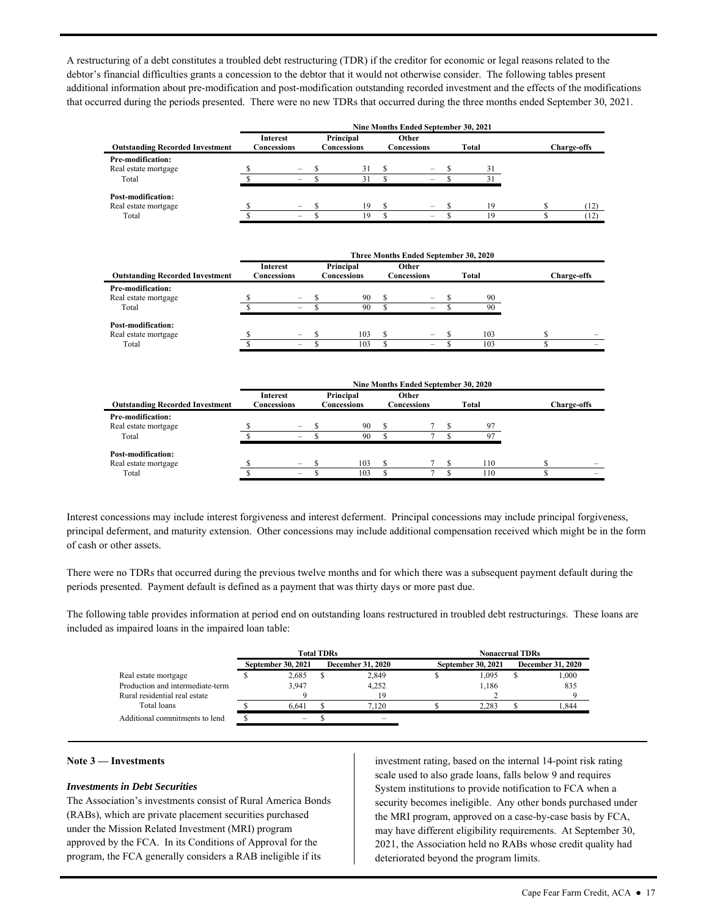A restructuring of a debt constitutes a troubled debt restructuring (TDR) if the creditor for economic or legal reasons related to the debtor's financial difficulties grants a concession to the debtor that it would not otherwise consider. The following tables present additional information about pre-modification and post-modification outstanding recorded investment and the effects of the modifications that occurred during the periods presented. There were no new TDRs that occurred during the three months ended September 30, 2021.

| | Nine Months Ended September 30, 2021 | | | | |
|---|---|---|---|---|---|
| **Outstanding Recorded Investment** | **Interest Concessions** | **Principal Concessions** | **Other Concessions** | **Total** | **Charge-offs** |
| **Pre-modification:** | | | | | |
| Real estate mortgage | $ – | $ 31 | $ – | $ 31 | |
| Total | $ – | $ 31 | $ – | $ 31 | |
| **Post-modification:** | | | | | |
| Real estate mortgage | $ – | $ 19 | $ – | $ 19 | $ (12) |
| Total | $ – | $ 19 | $ – | $ 19 | $ (12) |

| | Three Months Ended September 30, 2020 | | | | |
|---|---|---|---|---|---|
| **Outstanding Recorded Investment** | **Interest Concessions** | **Principal Concessions** | **Other Concessions** | **Total** | **Charge-offs** |
| **Pre-modification:** | | | | | |
| Real estate mortgage | $ – | $ 90 | $ – | $ 90 | |
| Total | $ – | $ 90 | $ – | $ 90 | |
| **Post-modification:** | | | | | |
| Real estate mortgage | $ – | $ 103 | $ – | $ 103 | $ – |
| Total | $ – | $ 103 | $ – | $ 103 | $ – |

| | Nine Months Ended September 30, 2020 | | | | |
|---|---|---|---|---|---|
| **Outstanding Recorded Investment** | **Interest Concessions** | **Principal Concessions** | **Other Concessions** | **Total** | **Charge-offs** |
| **Pre-modification:** | | | | | |
| Real estate mortgage | $ – | $ 90 | $ 7 | $ 97 | |
| Total | $ – | $ 90 | $ 7 | $ 97 | |
| **Post-modification:** | | | | | |
| Real estate mortgage | $ – | $ 103 | $ 7 | $ 110 | $ – |
| Total | $ – | $ 103 | $ 7 | $ 110 | $ – |

Interest concessions may include interest forgiveness and interest deferment. Principal concessions may include principal forgiveness, principal deferment, and maturity extension. Other concessions may include additional compensation received which might be in the form of cash or other assets.

There were no TDRs that occurred during the previous twelve months and for which there was a subsequent payment default during the periods presented. Payment default is defined as a payment that was thirty days or more past due.

The following table provides information at period end on outstanding loans restructured in troubled debt restructurings. These loans are included as impaired loans in the impaired loan table:

| | Total TDRs | | Nonaccrual TDRs | |
|---|---|---|---|---|
| | **September 30, 2021** | **December 31, 2020** | **September 30, 2021** | **December 31, 2020** |
| Real estate mortgage | $ 2,685 | $ 2,849 | $ 1,095 | $ 1,000 |
| Production and intermediate-term | 3,947 | 4,252 | 1,186 | 835 |
| Rural residential real estate | 9 | 19 | 2 | 9 |
| Total loans | $ 6,641 | $ 7,120 | $ 2,283 | $ 1,844 |
| Additional commitments to lend | $ – | $ – | | |

**Note 3 — Investments**

***Investments in Debt Securities***

The Association's investments consist of Rural America Bonds (RABs), which are private placement securities purchased under the Mission Related Investment (MRI) program approved by the FCA. In its Conditions of Approval for the program, the FCA generally considers a RAB ineligible if its investment rating, based on the internal 14-point risk rating scale used to also grade loans, falls below 9 and requires System institutions to provide notification to FCA when a security becomes ineligible. Any other bonds purchased under the MRI program, approved on a case-by-case basis by FCA, may have different eligibility requirements. At September 30, 2021, the Association held no RABs whose credit quality had deteriorated beyond the program limits.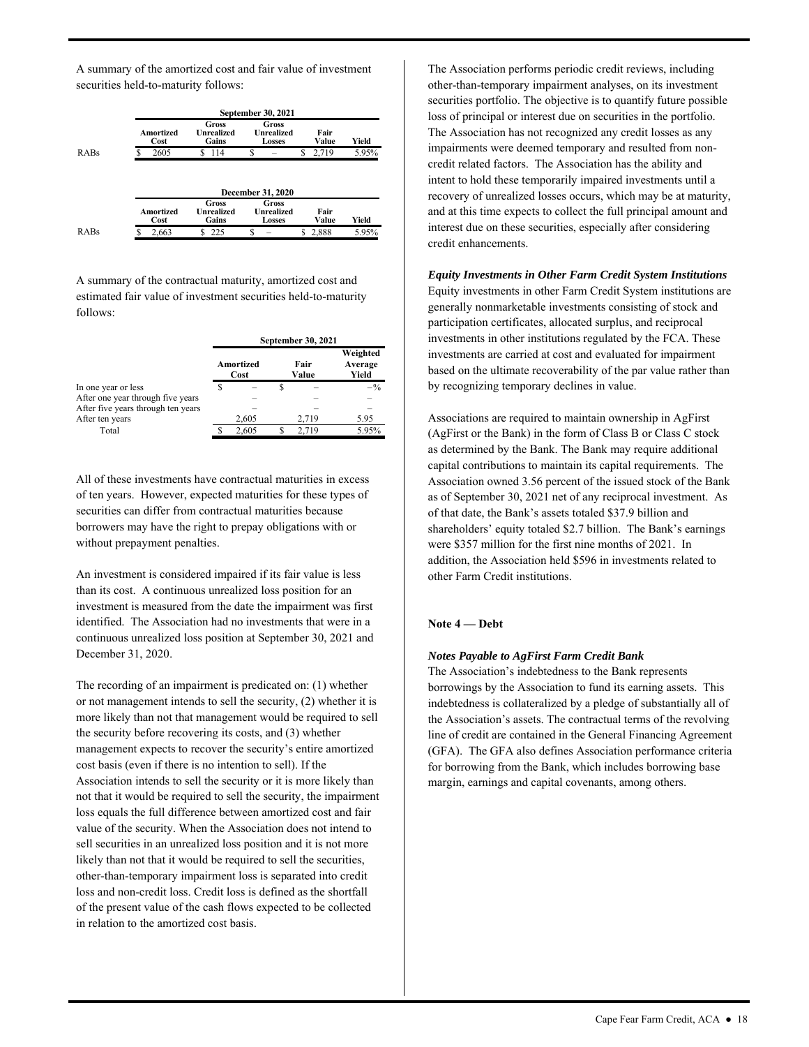A summary of the amortized cost and fair value of investment securities held-to-maturity follows:

| | September 30, 2021 | | | | |
|---|---|---|---|---|---|
| | Amortized Cost | Gross Unrealized Gains | Gross Unrealized Losses | Fair Value | Yield |
| RABs | $ 2605 | $ 114 | $ – | $ 2,719 | 5.95% |

| | December 31, 2020 | | | | |
|---|---|---|---|---|---|
| | Amortized Cost | Gross Unrealized Gains | Gross Unrealized Losses | Fair Value | Yield |
| RABs | $ 2,663 | $ 225 | $ – | $ 2,888 | 5.95% |

A summary of the contractual maturity, amortized cost and estimated fair value of investment securities held-to-maturity follows:

| | September 30, 2021 | | |
|---|---|---|---|
| | Amortized Cost | Fair Value | Weighted Average Yield |
| In one year or less | $ – | $ – | –% |
| After one year through five years | – | – | – |
| After five years through ten years | – | – | – |
| After ten years | 2,605 | 2,719 | 5.95 |
| Total | $ 2,605 | $ 2,719 | 5.95% |

All of these investments have contractual maturities in excess of ten years. However, expected maturities for these types of securities can differ from contractual maturities because borrowers may have the right to prepay obligations with or without prepayment penalties.

An investment is considered impaired if its fair value is less than its cost. A continuous unrealized loss position for an investment is measured from the date the impairment was first identified. The Association had no investments that were in a continuous unrealized loss position at September 30, 2021 and December 31, 2020.

The recording of an impairment is predicated on: (1) whether or not management intends to sell the security, (2) whether it is more likely than not that management would be required to sell the security before recovering its costs, and (3) whether management expects to recover the security's entire amortized cost basis (even if there is no intention to sell). If the Association intends to sell the security or it is more likely than not that it would be required to sell the security, the impairment loss equals the full difference between amortized cost and fair value of the security. When the Association does not intend to sell securities in an unrealized loss position and it is not more likely than not that it would be required to sell the securities, other-than-temporary impairment loss is separated into credit loss and non-credit loss. Credit loss is defined as the shortfall of the present value of the cash flows expected to be collected in relation to the amortized cost basis.

The Association performs periodic credit reviews, including other-than-temporary impairment analyses, on its investment securities portfolio. The objective is to quantify future possible loss of principal or interest due on securities in the portfolio. The Association has not recognized any credit losses as any impairments were deemed temporary and resulted from non-credit related factors. The Association has the ability and intent to hold these temporarily impaired investments until a recovery of unrealized losses occurs, which may be at maturity, and at this time expects to collect the full principal amount and interest due on these securities, especially after considering credit enhancements.

***Equity Investments in Other Farm Credit System Institutions***

Equity investments in other Farm Credit System institutions are generally nonmarketable investments consisting of stock and participation certificates, allocated surplus, and reciprocal investments in other institutions regulated by the FCA. These investments are carried at cost and evaluated for impairment based on the ultimate recoverability of the par value rather than by recognizing temporary declines in value.

Associations are required to maintain ownership in AgFirst (AgFirst or the Bank) in the form of Class B or Class C stock as determined by the Bank. The Bank may require additional capital contributions to maintain its capital requirements. The Association owned 3.56 percent of the issued stock of the Bank as of September 30, 2021 net of any reciprocal investment. As of that date, the Bank's assets totaled $37.9 billion and shareholders' equity totaled $2.7 billion. The Bank's earnings were $357 million for the first nine months of 2021. In addition, the Association held $596 in investments related to other Farm Credit institutions.

**Note 4 — Debt**

***Notes Payable to AgFirst Farm Credit Bank***

The Association's indebtedness to the Bank represents borrowings by the Association to fund its earning assets. This indebtedness is collateralized by a pledge of substantially all of the Association's assets. The contractual terms of the revolving line of credit are contained in the General Financing Agreement (GFA). The GFA also defines Association performance criteria for borrowing from the Bank, which includes borrowing base margin, earnings and capital covenants, among others.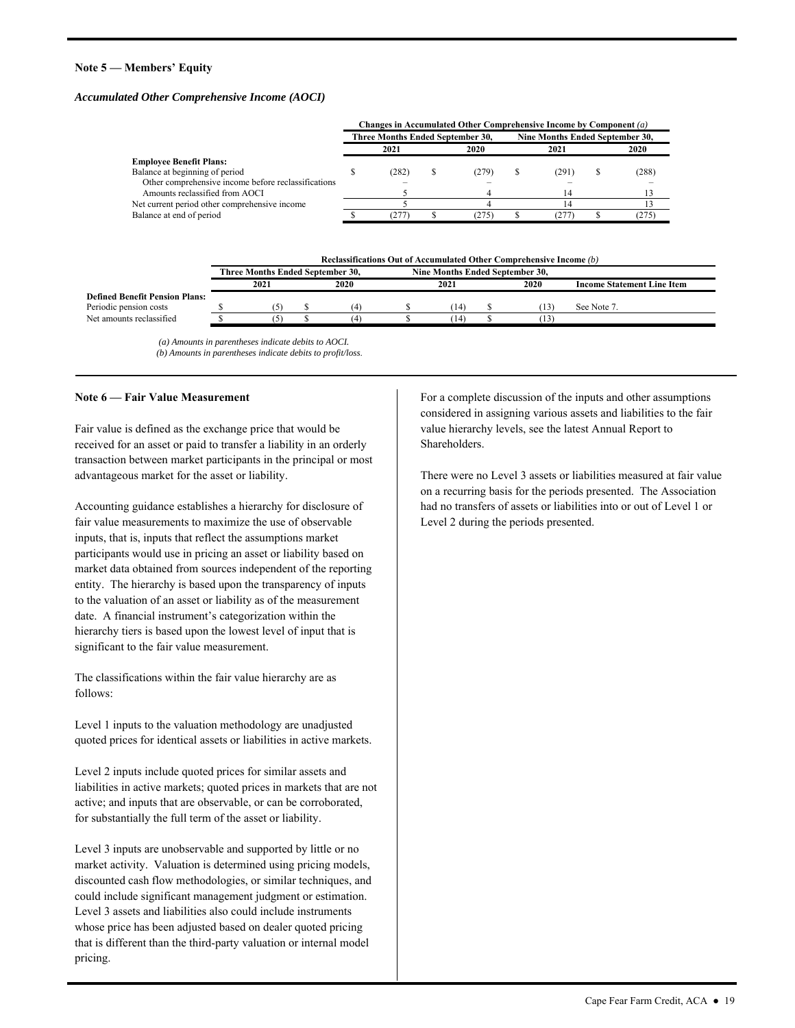## Note 5 — Members' Equity

### *Accumulated Other Comprehensive Income (AOCI)*

| | Changes in Accumulated Other Comprehensive Income by Component *(a)* | | | |
|---|---|---|---|---|
| | Three Months Ended September 30, | | Nine Months Ended September 30, | |
| | 2021 | 2020 | 2021 | 2020 |
| **Employee Benefit Plans:** | | | | |
| Balance at beginning of period | $ (282) | $ (279) | $ (291) | $ (288) |
| Other comprehensive income before reclassifications | – | – | – | – |
| Amounts reclassified from AOCI | 5 | 4 | 14 | 13 |
| Net current period other comprehensive income | 5 | 4 | 14 | 13 |
| Balance at end of period | $ (277) | $ (275) | $ (277) | $ (275) |

| | Reclassifications Out of Accumulated Other Comprehensive Income *(b)* | | | | |
|---|---|---|---|---|---|
| | Three Months Ended September 30, | | Nine Months Ended September 30, | | |
| | 2021 | 2020 | 2021 | 2020 | Income Statement Line Item |
| **Defined Benefit Pension Plans:** | | | | | |
| Periodic pension costs | $ (5) | $ (4) | $ (14) | $ (13) | See Note 7. |
| Net amounts reclassified | $ (5) | $ (4) | $ (14) | $ (13) | |

*(a) Amounts in parentheses indicate debits to AOCI.*
*(b) Amounts in parentheses indicate debits to profit/loss.*

## Note 6 — Fair Value Measurement

Fair value is defined as the exchange price that would be received for an asset or paid to transfer a liability in an orderly transaction between market participants in the principal or most advantageous market for the asset or liability.

Accounting guidance establishes a hierarchy for disclosure of fair value measurements to maximize the use of observable inputs, that is, inputs that reflect the assumptions market participants would use in pricing an asset or liability based on market data obtained from sources independent of the reporting entity. The hierarchy is based upon the transparency of inputs to the valuation of an asset or liability as of the measurement date. A financial instrument's categorization within the hierarchy tiers is based upon the lowest level of input that is significant to the fair value measurement.

The classifications within the fair value hierarchy are as follows:

Level 1 inputs to the valuation methodology are unadjusted quoted prices for identical assets or liabilities in active markets.

Level 2 inputs include quoted prices for similar assets and liabilities in active markets; quoted prices in markets that are not active; and inputs that are observable, or can be corroborated, for substantially the full term of the asset or liability.

Level 3 inputs are unobservable and supported by little or no market activity. Valuation is determined using pricing models, discounted cash flow methodologies, or similar techniques, and could include significant management judgment or estimation. Level 3 assets and liabilities also could include instruments whose price has been adjusted based on dealer quoted pricing that is different than the third-party valuation or internal model pricing.

For a complete discussion of the inputs and other assumptions considered in assigning various assets and liabilities to the fair value hierarchy levels, see the latest Annual Report to Shareholders.

There were no Level 3 assets or liabilities measured at fair value on a recurring basis for the periods presented. The Association had no transfers of assets or liabilities into or out of Level 1 or Level 2 during the periods presented.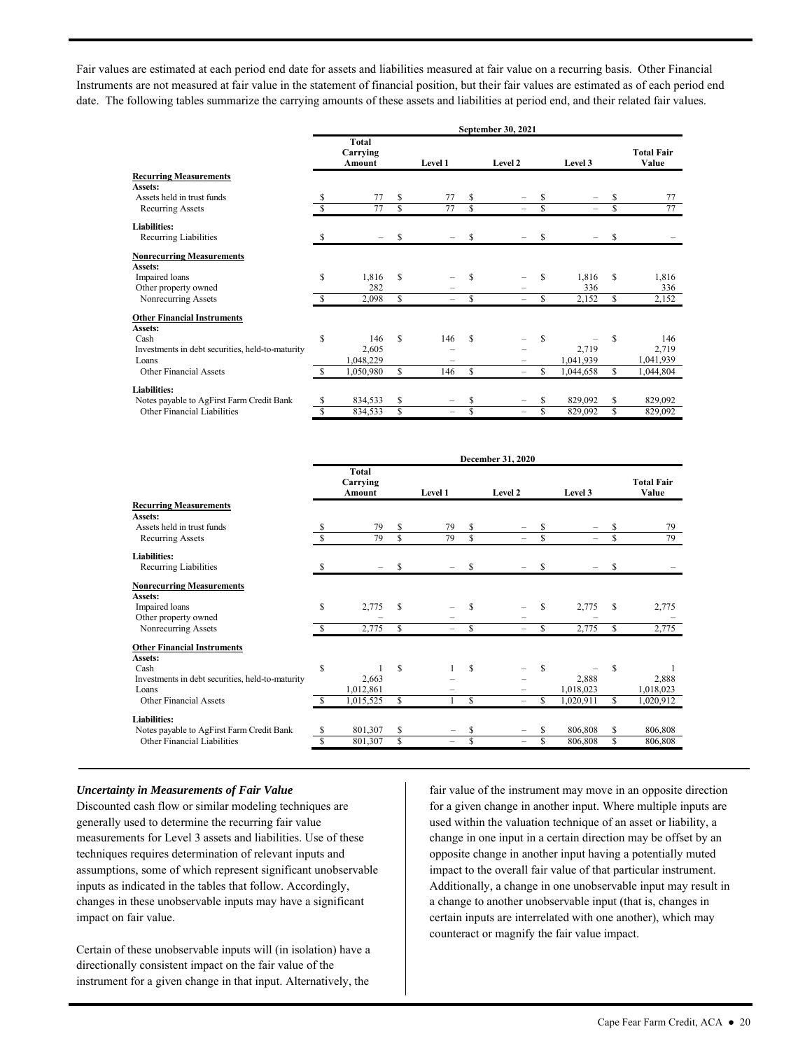Fair values are estimated at each period end date for assets and liabilities measured at fair value on a recurring basis. Other Financial Instruments are not measured at fair value in the statement of financial position, but their fair values are estimated as of each period end date. The following tables summarize the carrying amounts of these assets and liabilities at period end, and their related fair values.

| | September 30, 2021 | | | | |
|---|---|---|---|---|---|
| | Total Carrying Amount | Level 1 | Level 2 | Level 3 | Total Fair Value |
| **Recurring Measurements** | | | | | |
| **Assets:** | | | | | |
| Assets held in trust funds | $ 77 | $ 77 | $ – | $ – | $ 77 |
| Recurring Assets | $ 77 | $ 77 | $ – | $ – | $ 77 |
| **Liabilities:** | | | | | |
| Recurring Liabilities | $ – | $ – | $ – | $ – | $ – |
| **Nonrecurring Measurements** | | | | | |
| **Assets:** | | | | | |
| Impaired loans | $ 1,816 | $ – | $ – | $ 1,816 | $ 1,816 |
| Other property owned | 282 | – | – | 336 | 336 |
| Nonrecurring Assets | $ 2,098 | $ – | $ – | $ 2,152 | $ 2,152 |
| **Other Financial Instruments** | | | | | |
| **Assets:** | | | | | |
| Cash | $ 146 | $ 146 | $ – | $ – | $ 146 |
| Investments in debt securities, held-to-maturity | 2,605 | – | – | 2,719 | 2,719 |
| Loans | 1,048,229 | – | – | 1,041,939 | 1,041,939 |
| Other Financial Assets | $ 1,050,980 | $ 146 | $ – | $ 1,044,658 | $ 1,044,804 |
| **Liabilities:** | | | | | |
| Notes payable to AgFirst Farm Credit Bank | $ 834,533 | $ – | $ – | $ 829,092 | $ 829,092 |
| Other Financial Liabilities | $ 834,533 | $ – | $ – | $ 829,092 | $ 829,092 |

| | December 31, 2020 | | | | |
|---|---|---|---|---|---|
| | Total Carrying Amount | Level 1 | Level 2 | Level 3 | Total Fair Value |
| **Recurring Measurements** | | | | | |
| **Assets:** | | | | | |
| Assets held in trust funds | $ 79 | $ 79 | $ – | $ – | $ 79 |
| Recurring Assets | $ 79 | $ 79 | $ – | $ – | $ 79 |
| **Liabilities:** | | | | | |
| Recurring Liabilities | $ – | $ – | $ – | $ – | $ – |
| **Nonrecurring Measurements** | | | | | |
| **Assets:** | | | | | |
| Impaired loans | $ 2,775 | $ – | $ – | $ 2,775 | $ 2,775 |
| Other property owned | – | – | – | – | – |
| Nonrecurring Assets | $ 2,775 | $ – | $ – | $ 2,775 | $ 2,775 |
| **Other Financial Instruments** | | | | | |
| **Assets:** | | | | | |
| Cash | $ 1 | $ 1 | $ – | $ – | $ 1 |
| Investments in debt securities, held-to-maturity | 2,663 | – | – | 2,888 | 2,888 |
| Loans | 1,012,861 | – | – | 1,018,023 | 1,018,023 |
| Other Financial Assets | $ 1,015,525 | $ 1 | $ – | $ 1,020,911 | $ 1,020,912 |
| **Liabilities:** | | | | | |
| Notes payable to AgFirst Farm Credit Bank | $ 801,307 | $ – | $ – | $ 806,808 | $ 806,808 |
| Other Financial Liabilities | $ 801,307 | $ – | $ – | $ 806,808 | $ 806,808 |

***Uncertainty in Measurements of Fair Value***

Discounted cash flow or similar modeling techniques are generally used to determine the recurring fair value measurements for Level 3 assets and liabilities. Use of these techniques requires determination of relevant inputs and assumptions, some of which represent significant unobservable inputs as indicated in the tables that follow. Accordingly, changes in these unobservable inputs may have a significant impact on fair value.

Certain of these unobservable inputs will (in isolation) have a directionally consistent impact on the fair value of the instrument for a given change in that input. Alternatively, the fair value of the instrument may move in an opposite direction for a given change in another input. Where multiple inputs are used within the valuation technique of an asset or liability, a change in one input in a certain direction may be offset by an opposite change in another input having a potentially muted impact to the overall fair value of that particular instrument. Additionally, a change in one unobservable input may result in a change to another unobservable input (that is, changes in certain inputs are interrelated with one another), which may counteract or magnify the fair value impact.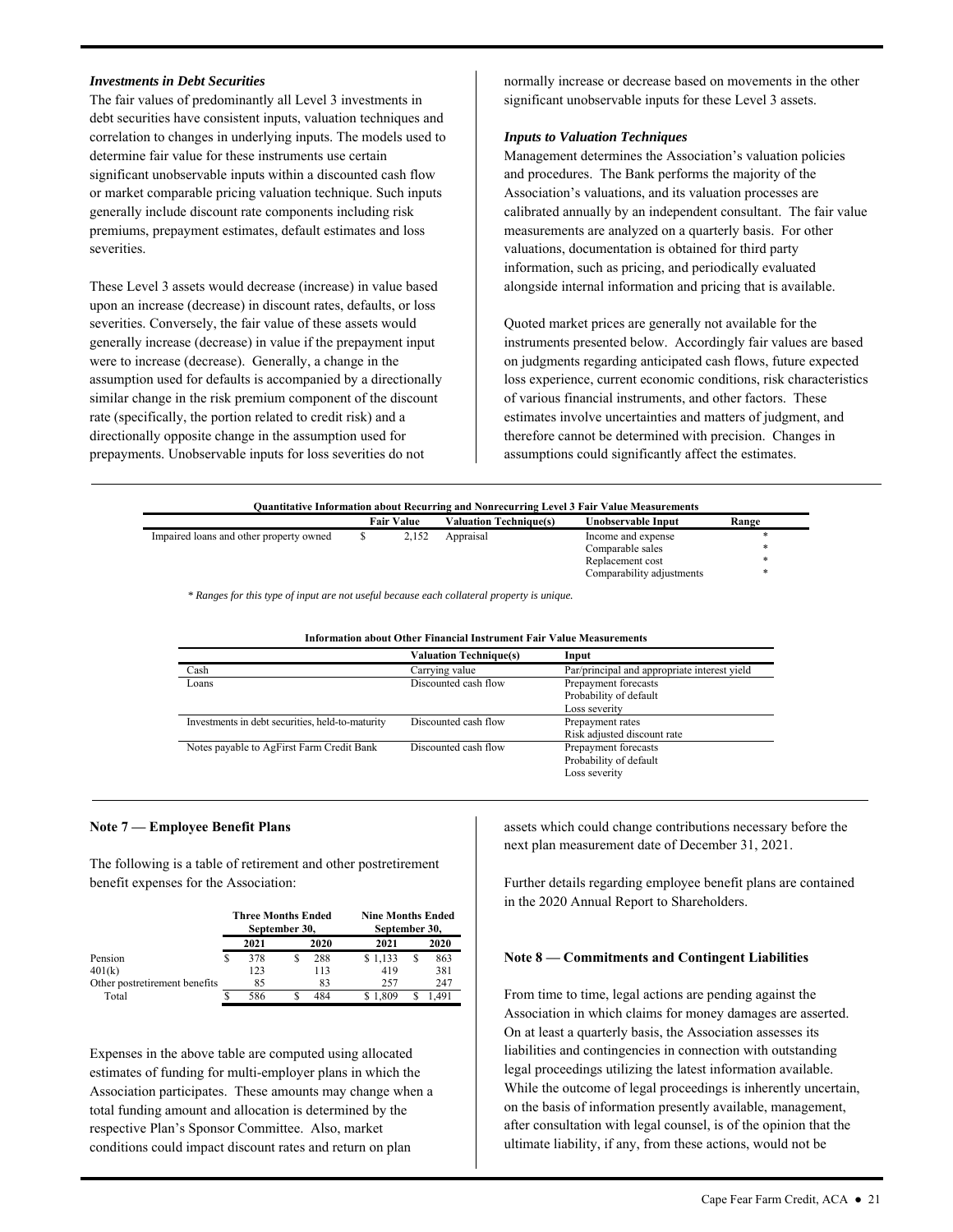***Investments in Debt Securities***

The fair values of predominantly all Level 3 investments in debt securities have consistent inputs, valuation techniques and correlation to changes in underlying inputs. The models used to determine fair value for these instruments use certain significant unobservable inputs within a discounted cash flow or market comparable pricing valuation technique. Such inputs generally include discount rate components including risk premiums, prepayment estimates, default estimates and loss severities.

These Level 3 assets would decrease (increase) in value based upon an increase (decrease) in discount rates, defaults, or loss severities. Conversely, the fair value of these assets would generally increase (decrease) in value if the prepayment input were to increase (decrease). Generally, a change in the assumption used for defaults is accompanied by a directionally similar change in the risk premium component of the discount rate (specifically, the portion related to credit risk) and a directionally opposite change in the assumption used for prepayments. Unobservable inputs for loss severities do not normally increase or decrease based on movements in the other significant unobservable inputs for these Level 3 assets.

***Inputs to Valuation Techniques***

Management determines the Association's valuation policies and procedures. The Bank performs the majority of the Association's valuations, and its valuation processes are calibrated annually by an independent consultant. The fair value measurements are analyzed on a quarterly basis. For other valuations, documentation is obtained for third party information, such as pricing, and periodically evaluated alongside internal information and pricing that is available.

Quoted market prices are generally not available for the instruments presented below. Accordingly fair values are based on judgments regarding anticipated cash flows, future expected loss experience, current economic conditions, risk characteristics of various financial instruments, and other factors. These estimates involve uncertainties and matters of judgment, and therefore cannot be determined with precision. Changes in assumptions could significantly affect the estimates.

**Quantitative Information about Recurring and Nonrecurring Level 3 Fair Value Measurements**

| | Fair Value | Valuation Technique(s) | Unobservable Input | Range |
|---|---|---|---|---|
| Impaired loans and other property owned | $ 2,152 | Appraisal | Income and expense | * |
| | | | Comparable sales | * |
| | | | Replacement cost | * |
| | | | Comparability adjustments | * |

*\* Ranges for this type of input are not useful because each collateral property is unique.*

**Information about Other Financial Instrument Fair Value Measurements**

| | Valuation Technique(s) | Input |
|---|---|---|
| Cash | Carrying value | Par/principal and appropriate interest yield |
| Loans | Discounted cash flow | Prepayment forecasts<br>Probability of default<br>Loss severity |
| Investments in debt securities, held-to-maturity | Discounted cash flow | Prepayment rates<br>Risk adjusted discount rate |
| Notes payable to AgFirst Farm Credit Bank | Discounted cash flow | Prepayment forecasts<br>Probability of default<br>Loss severity |

**Note 7 — Employee Benefit Plans**

The following is a table of retirement and other postretirement benefit expenses for the Association:

| | Three Months Ended September 30, | | Nine Months Ended September 30, | |
|---|---|---|---|---|
| | 2021 | 2020 | 2021 | 2020 |
| Pension | $ 378 | $ 288 | $ 1,133 | $ 863 |
| 401(k) | 123 | 113 | 419 | 381 |
| Other postretirement benefits | 85 | 83 | 257 | 247 |
| Total | $ 586 | $ 484 | $ 1,809 | $ 1,491 |

Expenses in the above table are computed using allocated estimates of funding for multi-employer plans in which the Association participates. These amounts may change when a total funding amount and allocation is determined by the respective Plan's Sponsor Committee. Also, market conditions could impact discount rates and return on plan assets which could change contributions necessary before the next plan measurement date of December 31, 2021.

Further details regarding employee benefit plans are contained in the 2020 Annual Report to Shareholders.

**Note 8 — Commitments and Contingent Liabilities**

From time to time, legal actions are pending against the Association in which claims for money damages are asserted. On at least a quarterly basis, the Association assesses its liabilities and contingencies in connection with outstanding legal proceedings utilizing the latest information available. While the outcome of legal proceedings is inherently uncertain, on the basis of information presently available, management, after consultation with legal counsel, is of the opinion that the ultimate liability, if any, from these actions, would not be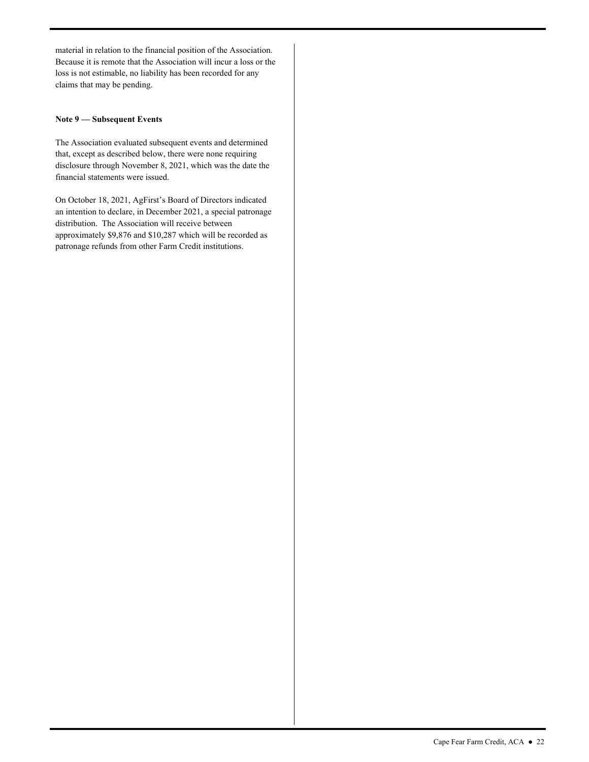material in relation to the financial position of the Association. Because it is remote that the Association will incur a loss or the loss is not estimable, no liability has been recorded for any claims that may be pending.

**Note 9 — Subsequent Events**

The Association evaluated subsequent events and determined that, except as described below, there were none requiring disclosure through November 8, 2021, which was the date the financial statements were issued.

On October 18, 2021, AgFirst's Board of Directors indicated an intention to declare, in December 2021, a special patronage distribution. The Association will receive between approximately $9,876 and $10,287 which will be recorded as patronage refunds from other Farm Credit institutions.